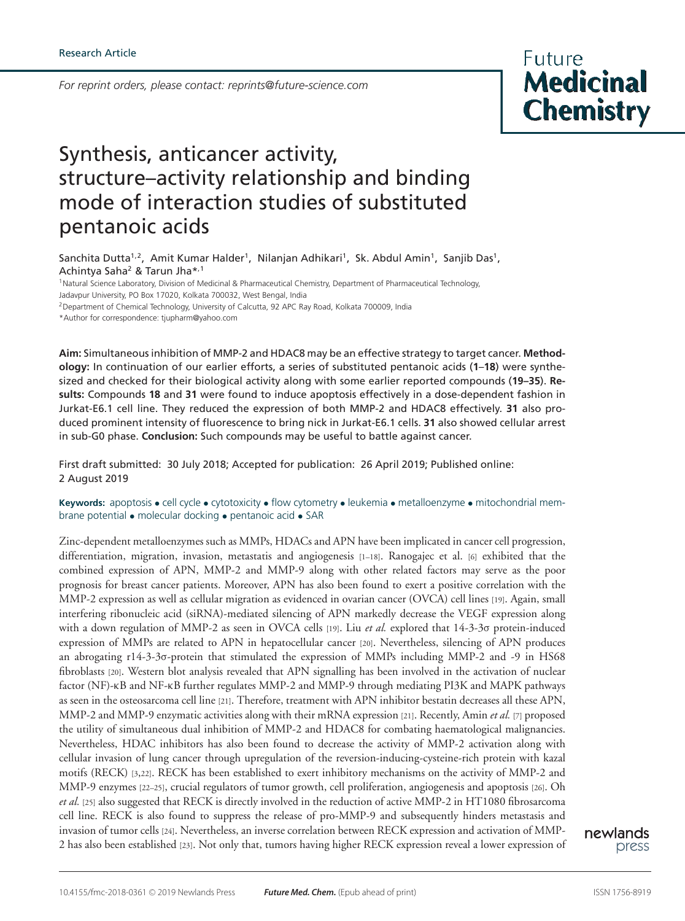Research Article

*For reprint orders, please contact: reprints@future-science.com*

# Synthesis, anticancer activity, structure–activity relationship and binding mode of interaction studies of substituted pentanoic acids

Sanchita Dutta[1,2], Amit Kumar Halder[1], Nilanjan Adhikari[1], Sk. Abdul Amin[1], Sanjib Das[1], Achintya Saha[2] & Tarun Jha*[,1]

[1]Natural Science Laboratory, Division of Medicinal & Pharmaceutical Chemistry, Department of Pharmaceutical Technology, Jadavpur University, PO Box 17020, Kolkata 700032, West Bengal, India

[2]Department of Chemical Technology, University of Calcutta, 92 APC Ray Road, Kolkata 700009, India

*Author for correspondence: tjupharm@yahoo.com

**Aim:** Simultaneous inhibition of MMP-2 and HDAC8 may be an effective strategy to target cancer. **Methodology:** In continuation of our earlier efforts, a series of substituted pentanoic acids (**1–18**) were synthesized and checked for their biological activity along with some earlier reported compounds (**19–35**). **Results:** Compounds **18** and **31** were found to induce apoptosis effectively in a dose-dependent fashion in Jurkat-E6.1 cell line. They reduced the expression of both MMP-2 and HDAC8 effectively. **31** also produced prominent intensity of fluorescence to bring nick in Jurkat-E6.1 cells. **31** also showed cellular arrest in sub-G0 phase. **Conclusion:** Such compounds may be useful to battle against cancer.

First draft submitted: 30 July 2018; Accepted for publication: 26 April 2019; Published online: 2 August 2019

**Keywords:** apoptosis • cell cycle • cytotoxicity • flow cytometry • leukemia • metalloenzyme • mitochondrial membrane potential • molecular docking • pentanoic acid • SAR

Zinc-dependent metalloenzymes such as MMPs, HDACs and APN have been implicated in cancer cell progression, differentiation, migration, invasion, metastatis and angiogenesis [1–18]. Ranogajec et al. [6] exhibited that the combined expression of APN, MMP-2 and MMP-9 along with other related factors may serve as the poor prognosis for breast cancer patients. Moreover, APN has also been found to exert a positive correlation with the MMP-2 expression as well as cellular migration as evidenced in ovarian cancer (OVCA) cell lines [19]. Again, small interfering ribonucleic acid (siRNA)-mediated silencing of APN markedly decrease the VEGF expression along with a down regulation of MMP-2 as seen in OVCA cells [19]. Liu *et al.* explored that 14-3-3σ protein-induced expression of MMPs are related to APN in hepatocellular cancer [20]. Nevertheless, silencing of APN produces an abrogating r14-3-3σ-protein that stimulated the expression of MMPs including MMP-2 and -9 in HS68 fibroblasts [20]. Western blot analysis revealed that APN signalling has been involved in the activation of nuclear factor (NF)-κB and NF-κB further regulates MMP-2 and MMP-9 through mediating PI3K and MAPK pathways as seen in the osteosarcoma cell line [21]. Therefore, treatment with APN inhibitor bestatin decreases all these APN, MMP-2 and MMP-9 enzymatic activities along with their mRNA expression [21]. Recently, Amin *et al.* [7] proposed the utility of simultaneous dual inhibition of MMP-2 and HDAC8 for combating haematological malignancies. Nevertheless, HDAC inhibitors has also been found to decrease the activity of MMP-2 activation along with cellular invasion of lung cancer through upregulation of the reversion-inducing-cysteine-rich protein with kazal motifs (RECK) [3,22]. RECK has been established to exert inhibitory mechanisms on the activity of MMP-2 and MMP-9 enzymes [22–25], crucial regulators of tumor growth, cell proliferation, angiogenesis and apoptosis [26]. Oh *et al.* [25] also suggested that RECK is directly involved in the reduction of active MMP-2 in HT1080 fibrosarcoma cell line. RECK is also found to suppress the release of pro-MMP-9 and subsequently hinders metastasis and invasion of tumor cells [24]. Nevertheless, an inverse correlation between RECK expression and activation of MMP-2 has also been established [23]. Not only that, tumors having higher RECK expression reveal a lower expression of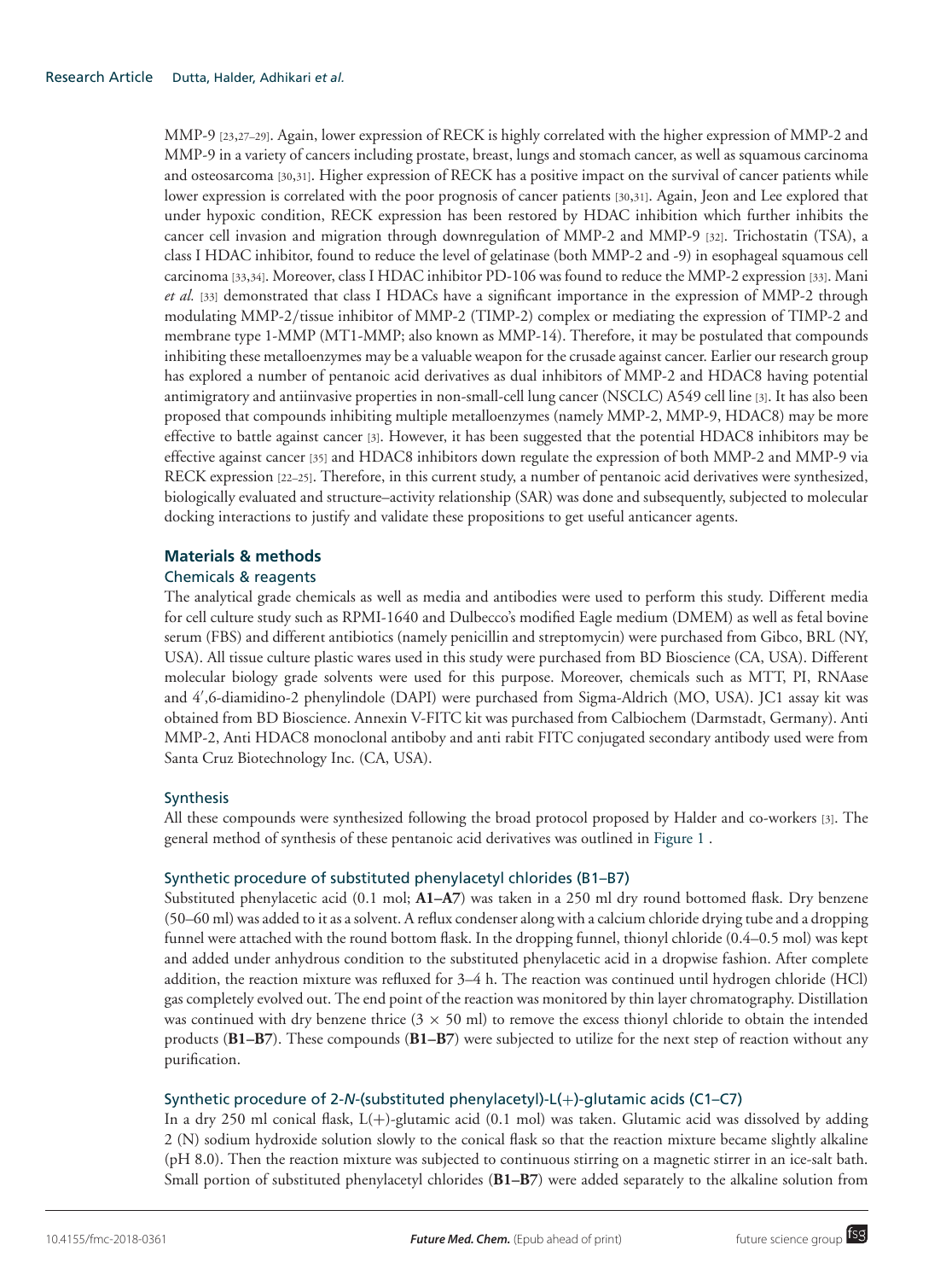MMP-9 [23,27–29]. Again, lower expression of RECK is highly correlated with the higher expression of MMP-2 and MMP-9 in a variety of cancers including prostate, breast, lungs and stomach cancer, as well as squamous carcinoma and osteosarcoma [30,31]. Higher expression of RECK has a positive impact on the survival of cancer patients while lower expression is correlated with the poor prognosis of cancer patients [30,31]. Again, Jeon and Lee explored that under hypoxic condition, RECK expression has been restored by HDAC inhibition which further inhibits the cancer cell invasion and migration through downregulation of MMP-2 and MMP-9 [32]. Trichostatin (TSA), a class I HDAC inhibitor, found to reduce the level of gelatinase (both MMP-2 and -9) in esophageal squamous cell carcinoma [33,34]. Moreover, class I HDAC inhibitor PD-106 was found to reduce the MMP-2 expression [33]. Mani *et al.* [33] demonstrated that class I HDACs have a significant importance in the expression of MMP-2 through modulating MMP-2/tissue inhibitor of MMP-2 (TIMP-2) complex or mediating the expression of TIMP-2 and membrane type 1-MMP (MT1-MMP; also known as MMP-14). Therefore, it may be postulated that compounds inhibiting these metalloenzymes may be a valuable weapon for the crusade against cancer. Earlier our research group has explored a number of pentanoic acid derivatives as dual inhibitors of MMP-2 and HDAC8 having potential antimigratory and antiinvasive properties in non-small-cell lung cancer (NSCLC) A549 cell line [3]. It has also been proposed that compounds inhibiting multiple metalloenzymes (namely MMP-2, MMP-9, HDAC8) may be more effective to battle against cancer [3]. However, it has been suggested that the potential HDAC8 inhibitors may be effective against cancer [35] and HDAC8 inhibitors down regulate the expression of both MMP-2 and MMP-9 via RECK expression [22–25]. Therefore, in this current study, a number of pentanoic acid derivatives were synthesized, biologically evaluated and structure–activity relationship (SAR) was done and subsequently, subjected to molecular docking interactions to justify and validate these propositions to get useful anticancer agents.

## Materials & methods

### Chemicals & reagents

The analytical grade chemicals as well as media and antibodies were used to perform this study. Different media for cell culture study such as RPMI-1640 and Dulbecco's modified Eagle medium (DMEM) as well as fetal bovine serum (FBS) and different antibiotics (namely penicillin and streptomycin) were purchased from Gibco, BRL (NY, USA). All tissue culture plastic wares used in this study were purchased from BD Bioscience (CA, USA). Different molecular biology grade solvents were used for this purpose. Moreover, chemicals such as MTT, PI, RNAase and 4′,6-diamidino-2 phenylindole (DAPI) were purchased from Sigma-Aldrich (MO, USA). JC1 assay kit was obtained from BD Bioscience. Annexin V-FITC kit was purchased from Calbiochem (Darmstadt, Germany). Anti MMP-2, Anti HDAC8 monoclonal antiboby and anti rabit FITC conjugated secondary antibody used were from Santa Cruz Biotechnology Inc. (CA, USA).

### Synthesis

All these compounds were synthesized following the broad protocol proposed by Halder and co-workers [3]. The general method of synthesis of these pentanoic acid derivatives was outlined in Figure 1 .

### Synthetic procedure of substituted phenylacetyl chlorides (B1–B7)

Substituted phenylacetic acid (0.1 mol; **A1–A7**) was taken in a 250 ml dry round bottomed flask. Dry benzene (50–60 ml) was added to it as a solvent. A reflux condenser along with a calcium chloride drying tube and a dropping funnel were attached with the round bottom flask. In the dropping funnel, thionyl chloride (0.4–0.5 mol) was kept and added under anhydrous condition to the substituted phenylacetic acid in a dropwise fashion. After complete addition, the reaction mixture was refluxed for 3–4 h. The reaction was continued until hydrogen chloride (HCl) gas completely evolved out. The end point of the reaction was monitored by thin layer chromatography. Distillation was continued with dry benzene thrice ($3 \times 50$ ml) to remove the excess thionyl chloride to obtain the intended products (**B1–B7**). These compounds (**B1–B7**) were subjected to utilize for the next step of reaction without any purification.

### Synthetic procedure of 2-*N*-(substituted phenylacetyl)-L(+)-glutamic acids (C1–C7)

In a dry 250 ml conical flask, L(+)-glutamic acid (0.1 mol) was taken. Glutamic acid was dissolved by adding 2 (N) sodium hydroxide solution slowly to the conical flask so that the reaction mixture became slightly alkaline (pH 8.0). Then the reaction mixture was subjected to continuous stirring on a magnetic stirrer in an ice-salt bath. Small portion of substituted phenylacetyl chlorides (**B1–B7**) were added separately to the alkaline solution from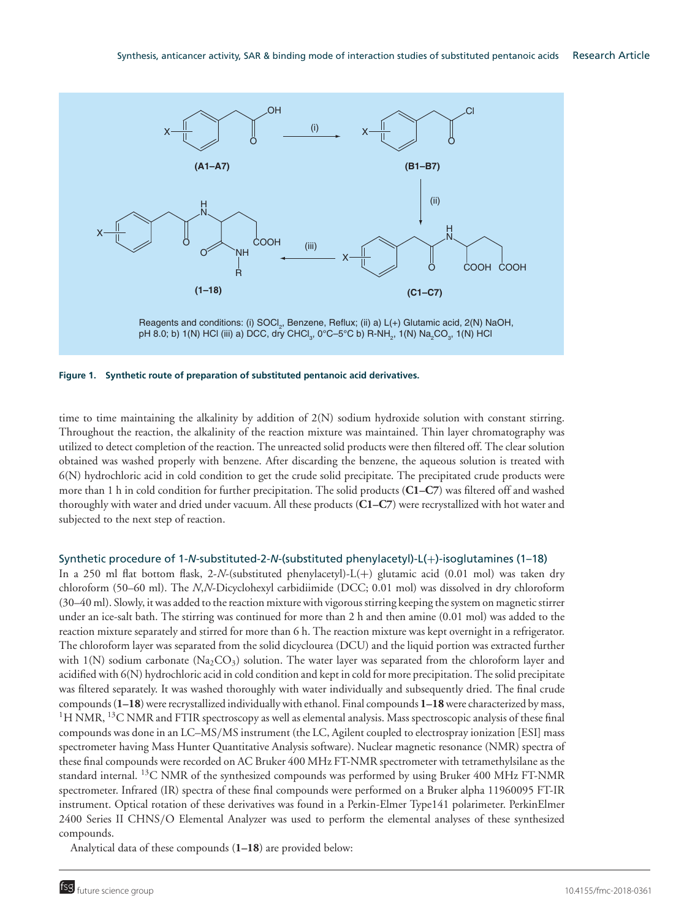Reagents and conditions: (i) $SOCl_2$, Benzene, Reflux; (ii) a) L(+) Glutamic acid, 2(N) NaOH, pH 8.0; b) 1(N) HCl (iii) a) DCC, dry $CHCl_3$, 0°C–5°C b) R-$NH_2$, 1(N) $Na_2CO_3$, 1(N) HCl

**Figure 1. Synthetic route of preparation of substituted pentanoic acid derivatives.**

time to time maintaining the alkalinity by addition of 2(N) sodium hydroxide solution with constant stirring. Throughout the reaction, the alkalinity of the reaction mixture was maintained. Thin layer chromatography was utilized to detect completion of the reaction. The unreacted solid products were then filtered off. The clear solution obtained was washed properly with benzene. After discarding the benzene, the aqueous solution is treated with 6(N) hydrochloric acid in cold condition to get the crude solid precipitate. The precipitated crude products were more than 1 h in cold condition for further precipitation. The solid products (**C1–C7**) was filtered off and washed thoroughly with water and dried under vacuum. All these products (**C1–C7**) were recrystallized with hot water and subjected to the next step of reaction.

### Synthetic procedure of 1-*N*-substituted-2-*N*-(substituted phenylacetyl)-L(+)-isoglutamines (1–18)

In a 250 ml flat bottom flask, 2-*N*-(substituted phenylacetyl)-L(+) glutamic acid (0.01 mol) was taken dry chloroform (50–60 ml). The *N*,*N*-Dicyclohexyl carbidiimide (DCC; 0.01 mol) was dissolved in dry chloroform (30–40 ml). Slowly, it was added to the reaction mixture with vigorous stirring keeping the system on magnetic stirrer under an ice-salt bath. The stirring was continued for more than 2 h and then amine (0.01 mol) was added to the reaction mixture separately and stirred for more than 6 h. The reaction mixture was kept overnight in a refrigerator. The chloroform layer was separated from the solid dicyclourea (DCU) and the liquid portion was extracted further with 1(N) sodium carbonate ($Na_2CO_3$) solution. The water layer was separated from the chloroform layer and acidified with 6(N) hydrochloric acid in cold condition and kept in cold for more precipitation. The solid precipitate was filtered separately. It was washed thoroughly with water individually and subsequently dried. The final crude compounds (**1–18**) were recrystallized individually with ethanol. Final compounds **1–18** were characterized by mass, $^{1}H$ NMR, $^{13}C$ NMR and FTIR spectroscopy as well as elemental analysis. Mass spectroscopic analysis of these final compounds was done in an LC–MS/MS instrument (the LC, Agilent coupled to electrospray ionization [ESI] mass spectrometer having Mass Hunter Quantitative Analysis software). Nuclear magnetic resonance (NMR) spectra of these final compounds were recorded on AC Bruker 400 MHz FT-NMR spectrometer with tetramethylsilane as the standard internal. $^{13}C$ NMR of the synthesized compounds was performed by using Bruker 400 MHz FT-NMR spectrometer. Infrared (IR) spectra of these final compounds were performed on a Bruker alpha 11960095 FT-IR instrument. Optical rotation of these derivatives was found in a Perkin-Elmer Type141 polarimeter. PerkinElmer 2400 Series II CHNS/O Elemental Analyzer was used to perform the elemental analyses of these synthesized compounds.

Analytical data of these compounds (**1–18**) are provided below: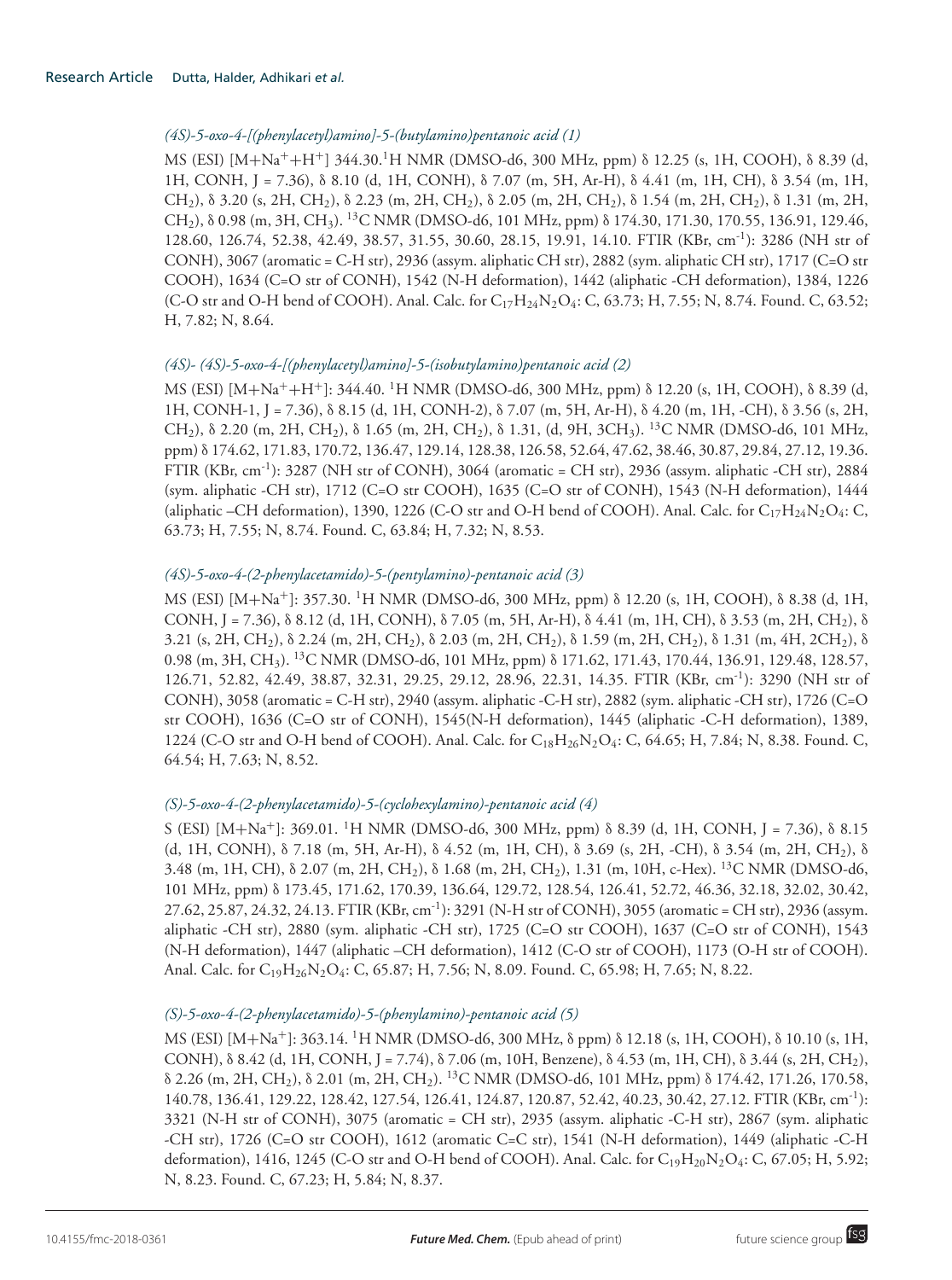*(4S)-5-oxo-4-[(phenylacetyl)amino]-5-(butylamino)pentanoic acid (1)*

MS (ESI) $[M+Na^{+}+H^{+}]$ 344.30.$^{1}$H NMR (DMSO-d6, 300 MHz, ppm) δ 12.25 (s, 1H, COOH), δ 8.39 (d, 1H, CONH, J = 7.36), δ 8.10 (d, 1H, CONH), δ 7.07 (m, 5H, Ar-H), δ 4.41 (m, 1H, CH), δ 3.54 (m, 1H, $CH_2$), δ 3.20 (s, 2H, $CH_2$), δ 2.23 (m, 2H, $CH_2$), δ 2.05 (m, 2H, $CH_2$), δ 1.54 (m, 2H, $CH_2$), δ 1.31 (m, 2H, $CH_2$), δ 0.98 (m, 3H, $CH_3$). $^{13}$C NMR (DMSO-d6, 101 MHz, ppm) δ 174.30, 171.30, 170.55, 136.91, 129.46, 128.60, 126.74, 52.38, 42.49, 38.57, 31.55, 30.60, 28.15, 19.91, 14.10. FTIR (KBr, $cm^{-1}$): 3286 (NH str of CONH), 3067 (aromatic = C-H str), 2936 (assym. aliphatic CH str), 2882 (sym. aliphatic CH str), 1717 (C=O str COOH), 1634 (C=O str of CONH), 1542 (N-H deformation), 1442 (aliphatic -CH deformation), 1384, 1226 (C-O str and O-H bend of COOH). Anal. Calc. for $C_{17}H_{24}N_2O_4$: C, 63.73; H, 7.55; N, 8.74. Found. C, 63.52; H, 7.82; N, 8.64.

*(4S)- (4S)-5-oxo-4-[(phenylacetyl)amino]-5-(isobutylamino)pentanoic acid (2)*

MS (ESI) $[M+Na^{+}+H^{+}]$: 344.40. $^{1}$H NMR (DMSO-d6, 300 MHz, ppm) δ 12.20 (s, 1H, COOH), δ 8.39 (d, 1H, CONH-1, J = 7.36), δ 8.15 (d, 1H, CONH-2), δ 7.07 (m, 5H, Ar-H), δ 4.20 (m, 1H, -CH), δ 3.56 (s, 2H, $CH_2$), δ 2.20 (m, 2H, $CH_2$), δ 1.65 (m, 2H, $CH_2$), δ 1.31, (d, 9H, $3CH_3$). $^{13}$C NMR (DMSO-d6, 101 MHz, ppm) δ 174.62, 171.83, 170.72, 136.47, 129.14, 128.38, 126.58, 52.64, 47.62, 38.46, 30.87, 29.84, 27.12, 19.36. FTIR (KBr, $cm^{-1}$): 3287 (NH str of CONH), 3064 (aromatic = CH str), 2936 (assym. aliphatic -CH str), 2884 (sym. aliphatic -CH str), 1712 (C=O str COOH), 1635 (C=O str of CONH), 1543 (N-H deformation), 1444 (aliphatic –CH deformation), 1390, 1226 (C-O str and O-H bend of COOH). Anal. Calc. for $C_{17}H_{24}N_2O_4$: C, 63.73; H, 7.55; N, 8.74. Found. C, 63.84; H, 7.32; N, 8.53.

*(4S)-5-oxo-4-(2-phenylacetamido)-5-(pentylamino)-pentanoic acid (3)*

MS (ESI) $[M+Na^{+}]$: 357.30. $^{1}$H NMR (DMSO-d6, 300 MHz, ppm) δ 12.20 (s, 1H, COOH), δ 8.38 (d, 1H, CONH, J = 7.36), δ 8.12 (d, 1H, CONH), δ 7.05 (m, 5H, Ar-H), δ 4.41 (m, 1H, CH), δ 3.53 (m, 2H, $CH_2$), δ 3.21 (s, 2H, $CH_2$), δ 2.24 (m, 2H, $CH_2$), δ 2.03 (m, 2H, $CH_2$), δ 1.59 (m, 2H, $CH_2$), δ 1.31 (m, 4H, $2CH_2$), δ 0.98 (m, 3H, $CH_3$). $^{13}$C NMR (DMSO-d6, 101 MHz, ppm) δ 171.62, 171.43, 170.44, 136.91, 129.48, 128.57, 126.71, 52.82, 42.49, 38.87, 32.31, 29.25, 29.12, 28.96, 22.31, 14.35. FTIR (KBr, $cm^{-1}$): 3290 (NH str of CONH), 3058 (aromatic = C-H str), 2940 (assym. aliphatic -C-H str), 2882 (sym. aliphatic -CH str), 1726 (C=O str COOH), 1636 (C=O str of CONH), 1545(N-H deformation), 1445 (aliphatic -C-H deformation), 1389, 1224 (C-O str and O-H bend of COOH). Anal. Calc. for $C_{18}H_{26}N_2O_4$: C, 64.65; H, 7.84; N, 8.38. Found. C, 64.54; H, 7.63; N, 8.52.

*(S)-5-oxo-4-(2-phenylacetamido)-5-(cyclohexylamino)-pentanoic acid (4)*

S (ESI) $[M+Na^{+}]$: 369.01. $^{1}$H NMR (DMSO-d6, 300 MHz, ppm) δ 8.39 (d, 1H, CONH, J = 7.36), δ 8.15 (d, 1H, CONH), δ 7.18 (m, 5H, Ar-H), δ 4.52 (m, 1H, CH), δ 3.69 (s, 2H, -CH), δ 3.54 (m, 2H, $CH_2$), δ 3.48 (m, 1H, CH), δ 2.07 (m, 2H, $CH_2$), δ 1.68 (m, 2H, $CH_2$), 1.31 (m, 10H, c-Hex). $^{13}$C NMR (DMSO-d6, 101 MHz, ppm) δ 173.45, 171.62, 170.39, 136.64, 129.72, 128.54, 126.41, 52.72, 46.36, 32.18, 32.02, 30.42, 27.62, 25.87, 24.32, 24.13. FTIR (KBr, $cm^{-1}$): 3291 (N-H str of CONH), 3055 (aromatic = CH str), 2936 (assym. aliphatic -CH str), 2880 (sym. aliphatic -CH str), 1725 (C=O str COOH), 1637 (C=O str of CONH), 1543 (N-H deformation), 1447 (aliphatic –CH deformation), 1412 (C-O str of COOH), 1173 (O-H str of COOH). Anal. Calc. for $C_{19}H_{26}N_2O_4$: C, 65.87; H, 7.56; N, 8.09. Found. C, 65.98; H, 7.65; N, 8.22.

*(S)-5-oxo-4-(2-phenylacetamido)-5-(phenylamino)-pentanoic acid (5)*

MS (ESI) $[M+Na^{+}]$: 363.14. $^{1}$H NMR (DMSO-d6, 300 MHz, δ ppm) δ 12.18 (s, 1H, COOH), δ 10.10 (s, 1H, CONH), δ 8.42 (d, 1H, CONH, J = 7.74), δ 7.06 (m, 10H, Benzene), δ 4.53 (m, 1H, CH), δ 3.44 (s, 2H, $CH_2$), δ 2.26 (m, 2H, $CH_2$), δ 2.01 (m, 2H, $CH_2$). $^{13}$C NMR (DMSO-d6, 101 MHz, ppm) δ 174.42, 171.26, 170.58, 140.78, 136.41, 129.22, 128.42, 127.54, 126.41, 124.87, 120.87, 52.42, 40.23, 30.42, 27.12. FTIR (KBr, $cm^{-1}$): 3321 (N-H str of CONH), 3075 (aromatic = CH str), 2935 (assym. aliphatic -C-H str), 2867 (sym. aliphatic -CH str), 1726 (C=O str COOH), 1612 (aromatic C=C str), 1541 (N-H deformation), 1449 (aliphatic -C-H deformation), 1416, 1245 (C-O str and O-H bend of COOH). Anal. Calc. for $C_{19}H_{20}N_2O_4$: C, 67.05; H, 5.92; N, 8.23. Found. C, 67.23; H, 5.84; N, 8.37.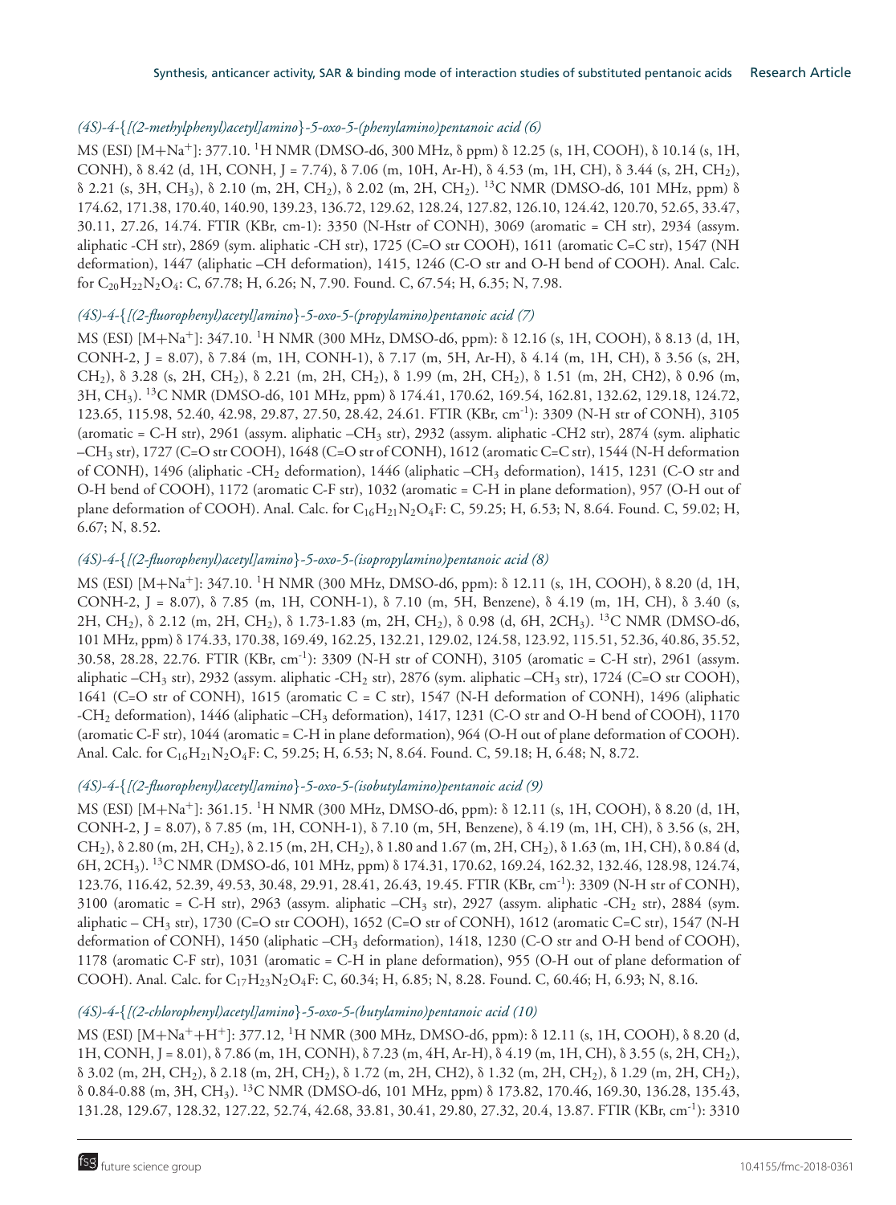*(4S)-4-{[(2-methylphenyl)acetyl]amino}-5-oxo-5-(phenylamino)pentanoic acid (6)*

MS (ESI) [M+Na$^+$]: 377.10. $^1$H NMR (DMSO-d6, 300 MHz, δ ppm) δ 12.25 (s, 1H, COOH), δ 10.14 (s, 1H, CONH), δ 8.42 (d, 1H, CONH, J = 7.74), δ 7.06 (m, 10H, Ar-H), δ 4.53 (m, 1H, CH), δ 3.44 (s, 2H, $CH_2$), δ 2.21 (s, 3H, $CH_3$), δ 2.10 (m, 2H, $CH_2$), δ 2.02 (m, 2H, $CH_2$). $^{13}$C NMR (DMSO-d6, 101 MHz, ppm) δ 174.62, 171.38, 170.40, 140.90, 139.23, 136.72, 129.62, 128.24, 127.82, 126.10, 124.42, 120.70, 52.65, 33.47, 30.11, 27.26, 14.74. FTIR (KBr, cm-1): 3350 (N-Hstr of CONH), 3069 (aromatic = CH str), 2934 (assym. aliphatic -CH str), 2869 (sym. aliphatic -CH str), 1725 (C=O str COOH), 1611 (aromatic C=C str), 1547 (NH deformation), 1447 (aliphatic –CH deformation), 1415, 1246 (C-O str and O-H bend of COOH). Anal. Calc. for $C_{20}H_{22}N_2O_4$: C, 67.78; H, 6.26; N, 7.90. Found. C, 67.54; H, 6.35; N, 7.98.

*(4S)-4-{[(2-fluorophenyl)acetyl]amino}-5-oxo-5-(propylamino)pentanoic acid (7)*

MS (ESI) [M+Na$^+$]: 347.10. $^1$H NMR (300 MHz, DMSO-d6, ppm): δ 12.16 (s, 1H, COOH), δ 8.13 (d, 1H, CONH-2, J = 8.07), δ 7.84 (m, 1H, CONH-1), δ 7.17 (m, 5H, Ar-H), δ 4.14 (m, 1H, CH), δ 3.56 (s, 2H, $CH_2$), δ 3.28 (s, 2H, $CH_2$), δ 2.21 (m, 2H, $CH_2$), δ 1.99 (m, 2H, $CH_2$), δ 1.51 (m, 2H, CH2), δ 0.96 (m, 3H, $CH_3$). $^{13}$C NMR (DMSO-d6, 101 MHz, ppm) δ 174.41, 170.62, 169.54, 162.81, 132.62, 129.18, 124.72, 123.65, 115.98, 52.40, 42.98, 29.87, 27.50, 28.42, 24.61. FTIR (KBr, cm$^{-1}$): 3309 (N-H str of CONH), 3105 (aromatic = C-H str), 2961 (assym. aliphatic –$CH_3$ str), 2932 (assym. aliphatic -CH2 str), 2874 (sym. aliphatic –$CH_3$ str), 1727 (C=O str COOH), 1648 (C=O str of CONH), 1612 (aromatic C=C str), 1544 (N-H deformation of CONH), 1496 (aliphatic -$CH_2$ deformation), 1446 (aliphatic –$CH_3$ deformation), 1415, 1231 (C-O str and O-H bend of COOH), 1172 (aromatic C-F str), 1032 (aromatic = C-H in plane deformation), 957 (O-H out of plane deformation of COOH). Anal. Calc. for $C_{16}H_{21}N_2O_4F$: C, 59.25; H, 6.53; N, 8.64. Found. C, 59.02; H, 6.67; N, 8.52.

*(4S)-4-{[(2-fluorophenyl)acetyl]amino}-5-oxo-5-(isopropylamino)pentanoic acid (8)*

MS (ESI) [M+Na$^+$]: 347.10. $^1$H NMR (300 MHz, DMSO-d6, ppm): δ 12.11 (s, 1H, COOH), δ 8.20 (d, 1H, CONH-2, J = 8.07), δ 7.85 (m, 1H, CONH-1), δ 7.10 (m, 5H, Benzene), δ 4.19 (m, 1H, CH), δ 3.40 (s, 2H, $CH_2$), δ 2.12 (m, 2H, $CH_2$), δ 1.73-1.83 (m, 2H, $CH_2$), δ 0.98 (d, 6H, 2$CH_3$). $^{13}$C NMR (DMSO-d6, 101 MHz, ppm) δ 174.33, 170.38, 169.49, 162.25, 132.21, 129.02, 124.58, 123.92, 115.51, 52.36, 40.86, 35.52, 30.58, 28.28, 22.76. FTIR (KBr, cm$^{-1}$): 3309 (N-H str of CONH), 3105 (aromatic = C-H str), 2961 (assym. aliphatic –$CH_3$ str), 2932 (assym. aliphatic -$CH_2$ str), 2876 (sym. aliphatic –$CH_3$ str), 1724 (C=O str COOH), 1641 (C=O str of CONH), 1615 (aromatic C = C str), 1547 (N-H deformation of CONH), 1496 (aliphatic -$CH_2$ deformation), 1446 (aliphatic –$CH_3$ deformation), 1417, 1231 (C-O str and O-H bend of COOH), 1170 (aromatic C-F str), 1044 (aromatic = C-H in plane deformation), 964 (O-H out of plane deformation of COOH). Anal. Calc. for $C_{16}H_{21}N_2O_4F$: C, 59.25; H, 6.53; N, 8.64. Found. C, 59.18; H, 6.48; N, 8.72.

*(4S)-4-{[(2-fluorophenyl)acetyl]amino}-5-oxo-5-(isobutylamino)pentanoic acid (9)*

MS (ESI) [M+Na$^+$]: 361.15. $^1$H NMR (300 MHz, DMSO-d6, ppm): δ 12.11 (s, 1H, COOH), δ 8.20 (d, 1H, CONH-2, J = 8.07), δ 7.85 (m, 1H, CONH-1), δ 7.10 (m, 5H, Benzene), δ 4.19 (m, 1H, CH), δ 3.56 (s, 2H, $CH_2$), δ 2.80 (m, 2H, $CH_2$), δ 2.15 (m, 2H, $CH_2$), δ 1.80 and 1.67 (m, 2H, $CH_2$), δ 1.63 (m, 1H, CH), δ 0.84 (d, 6H, 2$CH_3$). $^{13}$C NMR (DMSO-d6, 101 MHz, ppm) δ 174.31, 170.62, 169.24, 162.32, 132.46, 128.98, 124.74, 123.76, 116.42, 52.39, 49.53, 30.48, 29.91, 28.41, 26.43, 19.45. FTIR (KBr, cm$^{-1}$): 3309 (N-H str of CONH), 3100 (aromatic = C-H str), 2963 (assym. aliphatic –$CH_3$ str), 2927 (assym. aliphatic -$CH_2$ str), 2884 (sym. aliphatic – $CH_3$ str), 1730 (C=O str COOH), 1652 (C=O str of CONH), 1612 (aromatic C=C str), 1547 (N-H deformation of CONH), 1450 (aliphatic –$CH_3$ deformation), 1418, 1230 (C-O str and O-H bend of COOH), 1178 (aromatic C-F str), 1031 (aromatic = C-H in plane deformation), 955 (O-H out of plane deformation of COOH). Anal. Calc. for $C_{17}H_{23}N_2O_4F$: C, 60.34; H, 6.85; N, 8.28. Found. C, 60.46; H, 6.93; N, 8.16.

*(4S)-4-{[(2-chlorophenyl)acetyl]amino}-5-oxo-5-(butylamino)pentanoic acid (10)*

MS (ESI) [M+Na$^+$+H$^+$]: 377.12, $^1$H NMR (300 MHz, DMSO-d6, ppm): δ 12.11 (s, 1H, COOH), δ 8.20 (d, 1H, CONH, J = 8.01), δ 7.86 (m, 1H, CONH), δ 7.23 (m, 4H, Ar-H), δ 4.19 (m, 1H, CH), δ 3.55 (s, 2H, $CH_2$), δ 3.02 (m, 2H, $CH_2$), δ 2.18 (m, 2H, $CH_2$), δ 1.72 (m, 2H, CH2), δ 1.32 (m, 2H, $CH_2$), δ 1.29 (m, 2H, $CH_2$), δ 0.84-0.88 (m, 3H, $CH_3$). $^{13}$C NMR (DMSO-d6, 101 MHz, ppm) δ 173.82, 170.46, 169.30, 136.28, 135.43, 131.28, 129.67, 128.32, 127.22, 52.74, 42.68, 33.81, 30.41, 29.80, 27.32, 20.4, 13.87. FTIR (KBr, cm$^{-1}$): 3310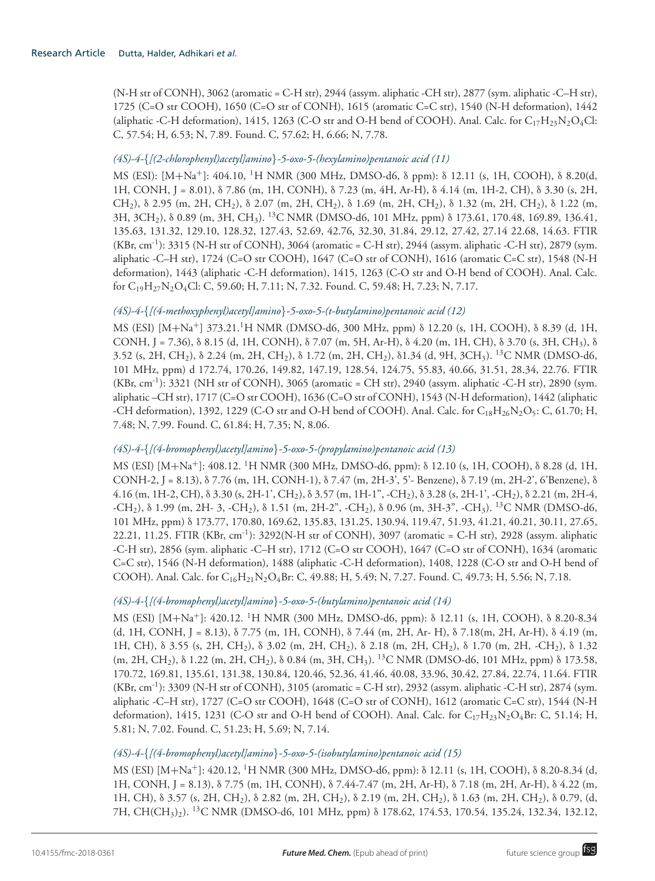(N-H str of CONH), 3062 (aromatic = C-H str), 2944 (assym. aliphatic -CH str), 2877 (sym. aliphatic -C–H str), 1725 (C=O str COOH), 1650 (C=O str of CONH), 1615 (aromatic C=C str), 1540 (N-H deformation), 1442 (aliphatic -C-H deformation), 1415, 1263 (C-O str and O-H bend of COOH). Anal. Calc. for $C_{17}H_{23}N_2O_4Cl$: C, 57.54; H, 6.53; N, 7.89. Found. C, 57.62; H, 6.66; N, 7.78.

### *(4S)-4-{[(2-chlorophenyl)acetyl]amino}-5-oxo-5-(hexylamino)pentanoic acid (11)*

MS (ESI): [M+Na$^+$]: 404.10, $^1$H NMR (300 MHz, DMSO-d6, δ ppm): δ 12.11 (s, 1H, COOH), δ 8.20(d, 1H, CONH, J = 8.01), δ 7.86 (m, 1H, CONH), δ 7.23 (m, 4H, Ar-H), δ 4.14 (m, 1H-2, CH), δ 3.30 (s, 2H, $CH_2$), δ 2.95 (m, 2H, $CH_2$), δ 2.07 (m, 2H, $CH_2$), δ 1.69 (m, 2H, $CH_2$), δ 1.32 (m, 2H, $CH_2$), δ 1.22 (m, 3H, $3CH_2$), δ 0.89 (m, 3H, $CH_3$). $^{13}$C NMR (DMSO-d6, 101 MHz, ppm) δ 173.61, 170.48, 169.89, 136.41, 135.63, 131.32, 129.10, 128.32, 127.43, 52.69, 42.76, 32.30, 31.84, 29.12, 27.42, 27.14 22.68, 14.63. FTIR (KBr, cm$^{-1}$): 3315 (N-H str of CONH), 3064 (aromatic = C-H str), 2944 (assym. aliphatic -C-H str), 2879 (sym. aliphatic -C–H str), 1724 (C=O str COOH), 1647 (C=O str of CONH), 1616 (aromatic C=C str), 1548 (N-H deformation), 1443 (aliphatic -C-H deformation), 1415, 1263 (C-O str and O-H bend of COOH). Anal. Calc. for $C_{19}H_{27}N_2O_4Cl$: C, 59.60; H, 7.11; N, 7.32. Found. C, 59.48; H, 7.23; N, 7.17.

### *(4S)-4-{[(4-methoxyphenyl)acetyl]amino}-5-oxo-5-(t-butylamino)pentanoic acid (12)*

MS (ESI) [M+Na$^+$] 373.21.$^1$H NMR (DMSO-d6, 300 MHz, ppm) δ 12.20 (s, 1H, COOH), δ 8.39 (d, 1H, CONH, J = 7.36), δ 8.15 (d, 1H, CONH), δ 7.07 (m, 5H, Ar-H), δ 4.20 (m, 1H, CH), δ 3.70 (s, 3H, $CH_3$), δ 3.52 (s, 2H, $CH_2$), δ 2.24 (m, 2H, $CH_2$), δ 1.72 (m, 2H, $CH_2$), δ1.34 (d, 9H, $3CH_3$). $^{13}$C NMR (DMSO-d6, 101 MHz, ppm) d 172.74, 170.26, 149.82, 147.19, 128.54, 124.75, 55.83, 40.66, 31.51, 28.34, 22.76. FTIR (KBr, cm$^{-1}$): 3321 (NH str of CONH), 3065 (aromatic = CH str), 2940 (assym. aliphatic -C-H str), 2890 (sym. aliphatic –CH str), 1717 (C=O str COOH), 1636 (C=O str of CONH), 1543 (N-H deformation), 1442 (aliphatic -CH deformation), 1392, 1229 (C-O str and O-H bend of COOH). Anal. Calc. for $C_{18}H_{26}N_2O_5$: C, 61.70; H, 7.48; N, 7.99. Found. C, 61.84; H, 7.35; N, 8.06.

### *(4S)-4-{[(4-bromophenyl)acetyl]amino}-5-oxo-5-(propylamino)pentanoic acid (13)*

MS (ESI) [M+Na$^+$]: 408.12. $^1$H NMR (300 MHz, DMSO-d6, ppm): δ 12.10 (s, 1H, COOH), δ 8.28 (d, 1H, CONH-2, J = 8.13), δ 7.76 (m, 1H, CONH-1), δ 7.47 (m, 2H-3', 5'- Benzene), δ 7.19 (m, 2H-2', 6'Benzene), δ 4.16 (m, 1H-2, CH), δ 3.30 (s, 2H-1', $CH_2$), δ 3.57 (m, 1H-1", -$CH_2$), δ 3.28 (s, 2H-1', -$CH_2$), δ 2.21 (m, 2H-4, -$CH_2$), δ 1.99 (m, 2H- 3, -$CH_2$), δ 1.51 (m, 2H-2", -$CH_2$), δ 0.96 (m, 3H-3", -$CH_3$). $^{13}$C NMR (DMSO-d6, 101 MHz, ppm) δ 173.77, 170.80, 169.62, 135.83, 131.25, 130.94, 119.47, 51.93, 41.21, 40.21, 30.11, 27.65, 22.21, 11.25. FTIR (KBr, cm$^{-1}$): 3292(N-H str of CONH), 3097 (aromatic = C-H str), 2928 (assym. aliphatic -C-H str), 2856 (sym. aliphatic -C–H str), 1712 (C=O str COOH), 1647 (C=O str of CONH), 1634 (aromatic C=C str), 1546 (N-H deformation), 1488 (aliphatic -C-H deformation), 1408, 1228 (C-O str and O-H bend of COOH). Anal. Calc. for $C_{16}H_{21}N_2O_4Br$: C, 49.88; H, 5.49; N, 7.27. Found. C, 49.73; H, 5.56; N, 7.18.

### *(4S)-4-{[(4-bromophenyl)acetyl]amino}-5-oxo-5-(butylamino)pentanoic acid (14)*

MS (ESI) [M+Na$^+$]: 420.12. $^1$H NMR (300 MHz, DMSO-d6, ppm): δ 12.11 (s, 1H, COOH), δ 8.20-8.34 (d, 1H, CONH, J = 8.13), δ 7.75 (m, 1H, CONH), δ 7.44 (m, 2H, Ar- H), δ 7.18(m, 2H, Ar-H), δ 4.19 (m, 1H, CH), δ 3.55 (s, 2H, $CH_2$), δ 3.02 (m, 2H, $CH_2$), δ 2.18 (m, 2H, $CH_2$), δ 1.70 (m, 2H, -$CH_2$), δ 1.32 (m, 2H, $CH_2$), δ 1.22 (m, 2H, $CH_2$), δ 0.84 (m, 3H, $CH_3$). $^{13}$C NMR (DMSO-d6, 101 MHz, ppm) δ 173.58, 170.72, 169.81, 135.61, 131.38, 130.84, 120.46, 52.36, 41.46, 40.08, 33.96, 30.42, 27.84, 22.74, 11.64. FTIR (KBr, cm$^{-1}$): 3309 (N-H str of CONH), 3105 (aromatic = C-H str), 2932 (assym. aliphatic -C-H str), 2874 (sym. aliphatic -C–H str), 1727 (C=O str COOH), 1648 (C=O str of CONH), 1612 (aromatic C=C str), 1544 (N-H deformation), 1415, 1231 (C-O str and O-H bend of COOH). Anal. Calc. for $C_{17}H_{23}N_2O_4Br$: C, 51.14; H, 5.81; N, 7.02. Found. C, 51.23; H, 5.69; N, 7.14.

### *(4S)-4-{[(4-bromophenyl)acetyl]amino}-5-oxo-5-(isobutylamino)pentanoic acid (15)*

MS (ESI) [M+Na$^+$]: 420.12, $^1$H NMR (300 MHz, DMSO-d6, ppm): δ 12.11 (s, 1H, COOH), δ 8.20-8.34 (d, 1H, CONH, J = 8.13), δ 7.75 (m, 1H, CONH), δ 7.44-7.47 (m, 2H, Ar-H), δ 7.18 (m, 2H, Ar-H), δ 4.22 (m, 1H, CH), δ 3.57 (s, 2H, $CH_2$), δ 2.82 (m, 2H, $CH_2$), δ 2.19 (m, 2H, $CH_2$), δ 1.63 (m, 2H, $CH_2$), δ 0.79, (d, 7H, $CH(CH_3)_2$). $^{13}$C NMR (DMSO-d6, 101 MHz, ppm) δ 178.62, 174.53, 170.54, 135.24, 132.34, 132.12,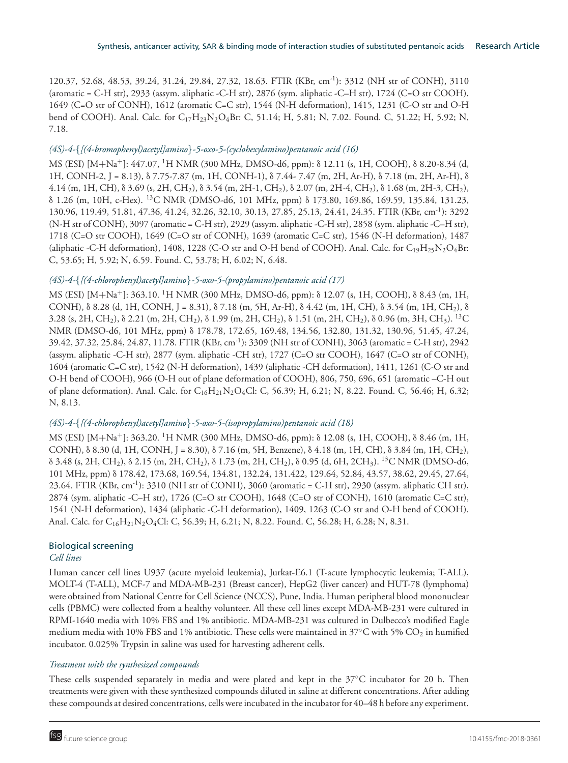120.37, 52.68, 48.53, 39.24, 31.24, 29.84, 27.32, 18.63. FTIR (KBr, $cm^{-1}$): 3312 (NH str of CONH), 3110 (aromatic = C-H str), 2933 (assym. aliphatic -C-H str), 2876 (sym. aliphatic -C–H str), 1724 (C=O str COOH), 1649 (C=O str of CONH), 1612 (aromatic C=C str), 1544 (N-H deformation), 1415, 1231 (C-O str and O-H bend of COOH). Anal. Calc. for $C_{17}H_{23}N_2O_4Br$: C, 51.14; H, 5.81; N, 7.02. Found. C, 51.22; H, 5.92; N, 7.18.

### *(4S)-4-{[(4-bromophenyl)acetyl]amino}-5-oxo-5-(cyclohexylamino)pentanoic acid (16)*

MS (ESI) $[M+Na^+]$: 447.07, $^1H$ NMR (300 MHz, DMSO-d6, ppm): δ 12.11 (s, 1H, COOH), δ 8.20-8.34 (d, 1H, CONH-2, J = 8.13), δ 7.75-7.87 (m, 1H, CONH-1), δ 7.44- 7.47 (m, 2H, Ar-H), δ 7.18 (m, 2H, Ar-H), δ 4.14 (m, 1H, CH), δ 3.69 (s, 2H, $CH_2$), δ 3.54 (m, 2H-1, $CH_2$), δ 2.07 (m, 2H-4, $CH_2$), δ 1.68 (m, 2H-3, $CH_2$), δ 1.26 (m, 10H, c-Hex). $^{13}C$ NMR (DMSO-d6, 101 MHz, ppm) δ 173.80, 169.86, 169.59, 135.84, 131.23, 130.96, 119.49, 51.81, 47.36, 41.24, 32.26, 32.10, 30.13, 27.85, 25.13, 24.41, 24.35. FTIR (KBr, $cm^{-1}$): 3292 (N-H str of CONH), 3097 (aromatic = C-H str), 2929 (assym. aliphatic -C-H str), 2858 (sym. aliphatic -C–H str), 1718 (C=O str COOH), 1649 (C=O str of CONH), 1639 (aromatic C=C str), 1546 (N-H deformation), 1487 (aliphatic -C-H deformation), 1408, 1228 (C-O str and O-H bend of COOH). Anal. Calc. for $C_{19}H_{25}N_2O_4Br$: C, 53.65; H, 5.92; N, 6.59. Found. C, 53.78; H, 6.02; N, 6.48.

### *(4S)-4-{[(4-chlorophenyl)acetyl]amino}-5-oxo-5-(propylamino)pentanoic acid (17)*

MS (ESI) $[M+Na^+]$: 363.10. $^1H$ NMR (300 MHz, DMSO-d6, ppm): δ 12.07 (s, 1H, COOH), δ 8.43 (m, 1H, CONH), δ 8.28 (d, 1H, CONH, J = 8.31), δ 7.18 (m, 5H, Ar-H), δ 4.42 (m, 1H, CH), δ 3.54 (m, 1H, $CH_2$), δ 3.28 (s, 2H, $CH_2$), δ 2.21 (m, 2H, $CH_2$), δ 1.99 (m, 2H, $CH_2$), δ 1.51 (m, 2H, $CH_2$), δ 0.96 (m, 3H, $CH_3$). $^{13}C$ NMR (DMSO-d6, 101 MHz, ppm) δ 178.78, 172.65, 169.48, 134.56, 132.80, 131.32, 130.96, 51.45, 47.24, 39.42, 37.32, 25.84, 24.87, 11.78. FTIR (KBr, $cm^{-1}$): 3309 (NH str of CONH), 3063 (aromatic = C-H str), 2942 (assym. aliphatic -C-H str), 2877 (sym. aliphatic -CH str), 1727 (C=O str COOH), 1647 (C=O str of CONH), 1604 (aromatic C=C str), 1542 (N-H deformation), 1439 (aliphatic -CH deformation), 1411, 1261 (C-O str and O-H bend of COOH), 966 (O-H out of plane deformation of COOH), 806, 750, 696, 651 (aromatic –C-H out of plane deformation). Anal. Calc. for $C_{16}H_{21}N_2O_4Cl$: C, 56.39; H, 6.21; N, 8.22. Found. C, 56.46; H, 6.32; N, 8.13.

### *(4S)-4-{[(4-chlorophenyl)acetyl]amino}-5-oxo-5-(isopropylamino)pentanoic acid (18)*

MS (ESI) $[M+Na^+]$: 363.20. $^1H$ NMR (300 MHz, DMSO-d6, ppm): δ 12.08 (s, 1H, COOH), δ 8.46 (m, 1H, CONH), δ 8.30 (d, 1H, CONH, J = 8.30), δ 7.16 (m, 5H, Benzene), δ 4.18 (m, 1H, CH), δ 3.84 (m, 1H, $CH_2$), δ 3.48 (s, 2H, $CH_2$), δ 2.15 (m, 2H, $CH_2$), δ 1.73 (m, 2H, $CH_2$), δ 0.95 (d, 6H, $2CH_3$). $^{13}C$ NMR (DMSO-d6, 101 MHz, ppm) δ 178.42, 173.68, 169.54, 134.81, 132.24, 131.422, 129.64, 52.84, 43.57, 38.62, 29.45, 27.64, 23.64. FTIR (KBr, $cm^{-1}$): 3310 (NH str of CONH), 3060 (aromatic = C-H str), 2930 (assym. aliphatic CH str), 2874 (sym. aliphatic -C–H str), 1726 (C=O str COOH), 1648 (C=O str of CONH), 1610 (aromatic C=C str), 1541 (N-H deformation), 1434 (aliphatic -C-H deformation), 1409, 1263 (C-O str and O-H bend of COOH). Anal. Calc. for $C_{16}H_{21}N_2O_4Cl$: C, 56.39; H, 6.21; N, 8.22. Found. C, 56.28; H, 6.28; N, 8.31.

## Biological screening

### *Cell lines*

Human cancer cell lines U937 (acute myeloid leukemia), Jurkat-E6.1 (T-acute lymphocytic leukemia; T-ALL), MOLT-4 (T-ALL), MCF-7 and MDA-MB-231 (Breast cancer), HepG2 (liver cancer) and HUT-78 (lymphoma) were obtained from National Centre for Cell Science (NCCS), Pune, India. Human peripheral blood mononuclear cells (PBMC) were collected from a healthy volunteer. All these cell lines except MDA-MB-231 were cultured in RPMI-1640 media with 10% FBS and 1% antibiotic. MDA-MB-231 was cultured in Dulbecco's modified Eagle medium media with 10% FBS and 1% antibiotic. These cells were maintained in 37°C with 5% $CO_2$ in humified incubator. 0.025% Trypsin in saline was used for harvesting adherent cells.

### *Treatment with the synthesized compounds*

These cells suspended separately in media and were plated and kept in the 37°C incubator for 20 h. Then treatments were given with these synthesized compounds diluted in saline at different concentrations. After adding these compounds at desired concentrations, cells were incubated in the incubator for 40–48 h before any experiment.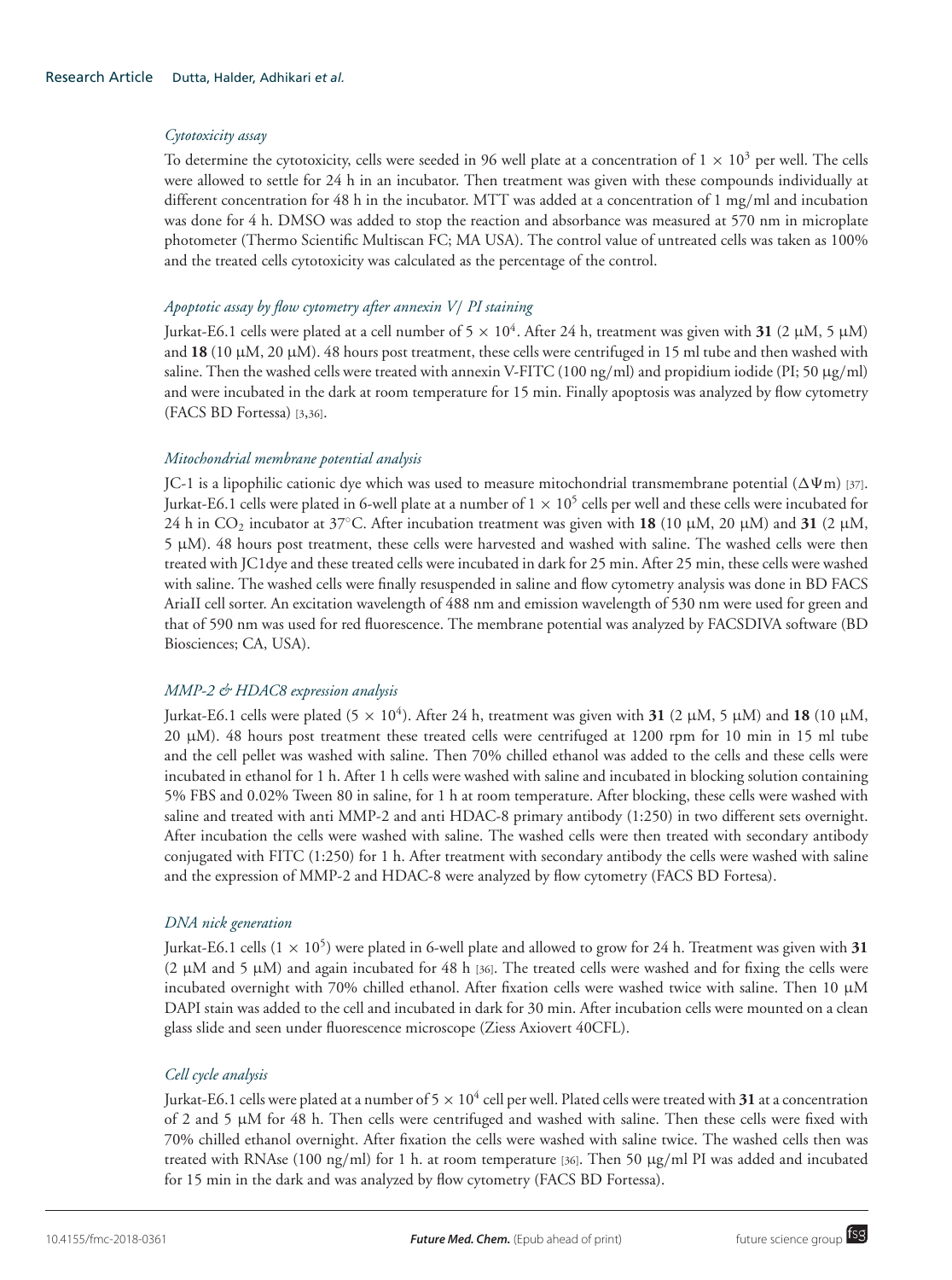### *Cytotoxicity assay*

To determine the cytotoxicity, cells were seeded in 96 well plate at a concentration of $1 \times 10^3$ per well. The cells were allowed to settle for 24 h in an incubator. Then treatment was given with these compounds individually at different concentration for 48 h in the incubator. MTT was added at a concentration of 1 mg/ml and incubation was done for 4 h. DMSO was added to stop the reaction and absorbance was measured at 570 nm in microplate photometer (Thermo Scientific Multiscan FC; MA USA). The control value of untreated cells was taken as 100% and the treated cells cytotoxicity was calculated as the percentage of the control.

### *Apoptotic assay by flow cytometry after annexin V/ PI staining*

Jurkat-E6.1 cells were plated at a cell number of $5 \times 10^4$. After 24 h, treatment was given with **31** (2 μM, 5 μM) and **18** (10 μM, 20 μM). 48 hours post treatment, these cells were centrifuged in 15 ml tube and then washed with saline. Then the washed cells were treated with annexin V-FITC (100 ng/ml) and propidium iodide (PI; 50 μg/ml) and were incubated in the dark at room temperature for 15 min. Finally apoptosis was analyzed by flow cytometry (FACS BD Fortessa) [3,36].

### *Mitochondrial membrane potential analysis*

JC-1 is a lipophilic cationic dye which was used to measure mitochondrial transmembrane potential ($\Delta\Psi m$) [37]. Jurkat-E6.1 cells were plated in 6-well plate at a number of $1 \times 10^5$ cells per well and these cells were incubated for 24 h in $CO_2$ incubator at 37°C. After incubation treatment was given with **18** (10 μM, 20 μM) and **31** (2 μM, 5 μM). 48 hours post treatment, these cells were harvested and washed with saline. The washed cells were then treated with JC1dye and these treated cells were incubated in dark for 25 min. After 25 min, these cells were washed with saline. The washed cells were finally resuspended in saline and flow cytometry analysis was done in BD FACS AriaII cell sorter. An excitation wavelength of 488 nm and emission wavelength of 530 nm were used for green and that of 590 nm was used for red fluorescence. The membrane potential was analyzed by FACSDIVA software (BD Biosciences; CA, USA).

### *MMP-2 & HDAC8 expression analysis*

Jurkat-E6.1 cells were plated ($5 \times 10^4$). After 24 h, treatment was given with **31** (2 μM, 5 μM) and **18** (10 μM, 20 μM). 48 hours post treatment these treated cells were centrifuged at 1200 rpm for 10 min in 15 ml tube and the cell pellet was washed with saline. Then 70% chilled ethanol was added to the cells and these cells were incubated in ethanol for 1 h. After 1 h cells were washed with saline and incubated in blocking solution containing 5% FBS and 0.02% Tween 80 in saline, for 1 h at room temperature. After blocking, these cells were washed with saline and treated with anti MMP-2 and anti HDAC-8 primary antibody (1:250) in two different sets overnight. After incubation the cells were washed with saline. The washed cells were then treated with secondary antibody conjugated with FITC (1:250) for 1 h. After treatment with secondary antibody the cells were washed with saline and the expression of MMP-2 and HDAC-8 were analyzed by flow cytometry (FACS BD Fortesa).

### *DNA nick generation*

Jurkat-E6.1 cells ($1 \times 10^5$) were plated in 6-well plate and allowed to grow for 24 h. Treatment was given with **31** (2 μM and 5 μM) and again incubated for 48 h [36]. The treated cells were washed and for fixing the cells were incubated overnight with 70% chilled ethanol. After fixation cells were washed twice with saline. Then 10 μM DAPI stain was added to the cell and incubated in dark for 30 min. After incubation cells were mounted on a clean glass slide and seen under fluorescence microscope (Ziess Axiovert 40CFL).

### *Cell cycle analysis*

Jurkat-E6.1 cells were plated at a number of $5 \times 10^4$ cell per well. Plated cells were treated with **31** at a concentration of 2 and 5 μM for 48 h. Then cells were centrifuged and washed with saline. Then these cells were fixed with 70% chilled ethanol overnight. After fixation the cells were washed with saline twice. The washed cells then was treated with RNAse (100 ng/ml) for 1 h. at room temperature [36]. Then 50 μg/ml PI was added and incubated for 15 min in the dark and was analyzed by flow cytometry (FACS BD Fortessa).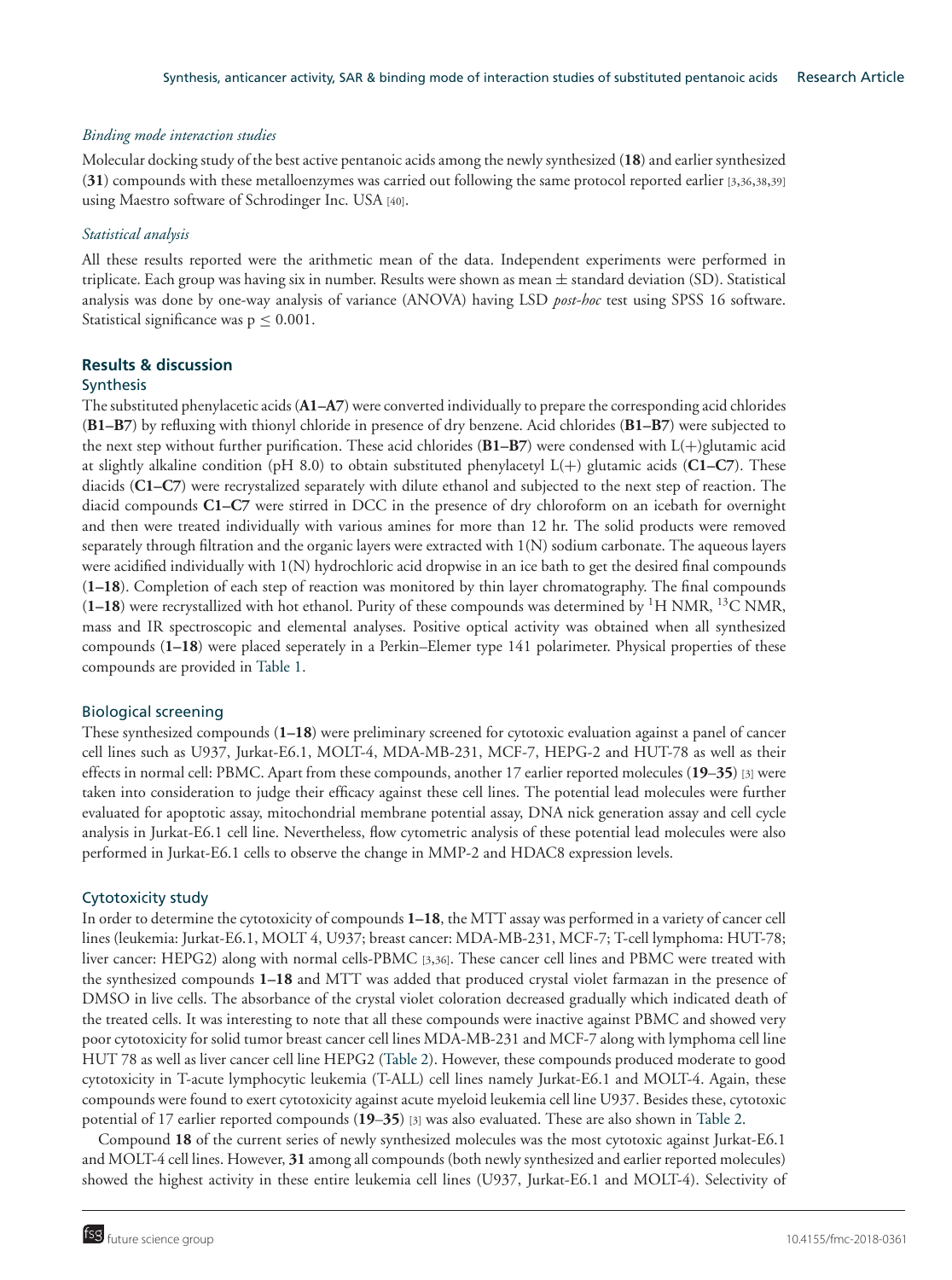*Binding mode interaction studies*

Molecular docking study of the best active pentanoic acids among the newly synthesized (**18**) and earlier synthesized (**31**) compounds with these metalloenzymes was carried out following the same protocol reported earlier [3,36,38,39] using Maestro software of Schrodinger Inc. USA [40].

*Statistical analysis*

All these results reported were the arithmetic mean of the data. Independent experiments were performed in triplicate. Each group was having six in number. Results were shown as mean ± standard deviation (SD). Statistical analysis was done by one-way analysis of variance (ANOVA) having LSD *post-hoc* test using SPSS 16 software. Statistical significance was $p \leq 0.001$.

## Results & discussion

### Synthesis

The substituted phenylacetic acids (**A1–A7**) were converted individually to prepare the corresponding acid chlorides (**B1–B7**) by refluxing with thionyl chloride in presence of dry benzene. Acid chlorides (**B1–B7**) were subjected to the next step without further purification. These acid chlorides (**B1–B7**) were condensed with L(+)glutamic acid at slightly alkaline condition (pH 8.0) to obtain substituted phenylacetyl L(+) glutamic acids (**C1–C7**). These diacids (**C1–C7**) were recrystalized separately with dilute ethanol and subjected to the next step of reaction. The diacid compounds **C1–C7** were stirred in DCC in the presence of dry chloroform on an icebath for overnight and then were treated individually with various amines for more than 12 hr. The solid products were removed separately through filtration and the organic layers were extracted with 1(N) sodium carbonate. The aqueous layers were acidified individually with 1(N) hydrochloric acid dropwise in an ice bath to get the desired final compounds (**1–18**). Completion of each step of reaction was monitored by thin layer chromatography. The final compounds (**1–18**) were recrystallized with hot ethanol. Purity of these compounds was determined by $^{1}$H NMR, $^{13}$C NMR, mass and IR spectroscopic and elemental analyses. Positive optical activity was obtained when all synthesized compounds (**1–18**) were placed seperately in a Perkin–Elemer type 141 polarimeter. Physical properties of these compounds are provided in Table 1.

### Biological screening

These synthesized compounds (**1–18**) were preliminary screened for cytotoxic evaluation against a panel of cancer cell lines such as U937, Jurkat-E6.1, MOLT-4, MDA-MB-231, MCF-7, HEPG-2 and HUT-78 as well as their effects in normal cell: PBMC. Apart from these compounds, another 17 earlier reported molecules (**19**–**35**) [3] were taken into consideration to judge their efficacy against these cell lines. The potential lead molecules were further evaluated for apoptotic assay, mitochondrial membrane potential assay, DNA nick generation assay and cell cycle analysis in Jurkat-E6.1 cell line. Nevertheless, flow cytometric analysis of these potential lead molecules were also performed in Jurkat-E6.1 cells to observe the change in MMP-2 and HDAC8 expression levels.

### Cytotoxicity study

In order to determine the cytotoxicity of compounds **1–18**, the MTT assay was performed in a variety of cancer cell lines (leukemia: Jurkat-E6.1, MOLT 4, U937; breast cancer: MDA-MB-231, MCF-7; T-cell lymphoma: HUT-78; liver cancer: HEPG2) along with normal cells-PBMC [3,36]. These cancer cell lines and PBMC were treated with the synthesized compounds **1–18** and MTT was added that produced crystal violet farmazan in the presence of DMSO in live cells. The absorbance of the crystal violet coloration decreased gradually which indicated death of the treated cells. It was interesting to note that all these compounds were inactive against PBMC and showed very poor cytotoxicity for solid tumor breast cancer cell lines MDA-MB-231 and MCF-7 along with lymphoma cell line HUT 78 as well as liver cancer cell line HEPG2 (Table 2). However, these compounds produced moderate to good cytotoxicity in T-acute lymphocytic leukemia (T-ALL) cell lines namely Jurkat-E6.1 and MOLT-4. Again, these compounds were found to exert cytotoxicity against acute myeloid leukemia cell line U937. Besides these, cytotoxic potential of 17 earlier reported compounds (**19**–**35**) [3] was also evaluated. These are also shown in Table 2.

Compound **18** of the current series of newly synthesized molecules was the most cytotoxic against Jurkat-E6.1 and MOLT-4 cell lines. However, **31** among all compounds (both newly synthesized and earlier reported molecules) showed the highest activity in these entire leukemia cell lines (U937, Jurkat-E6.1 and MOLT-4). Selectivity of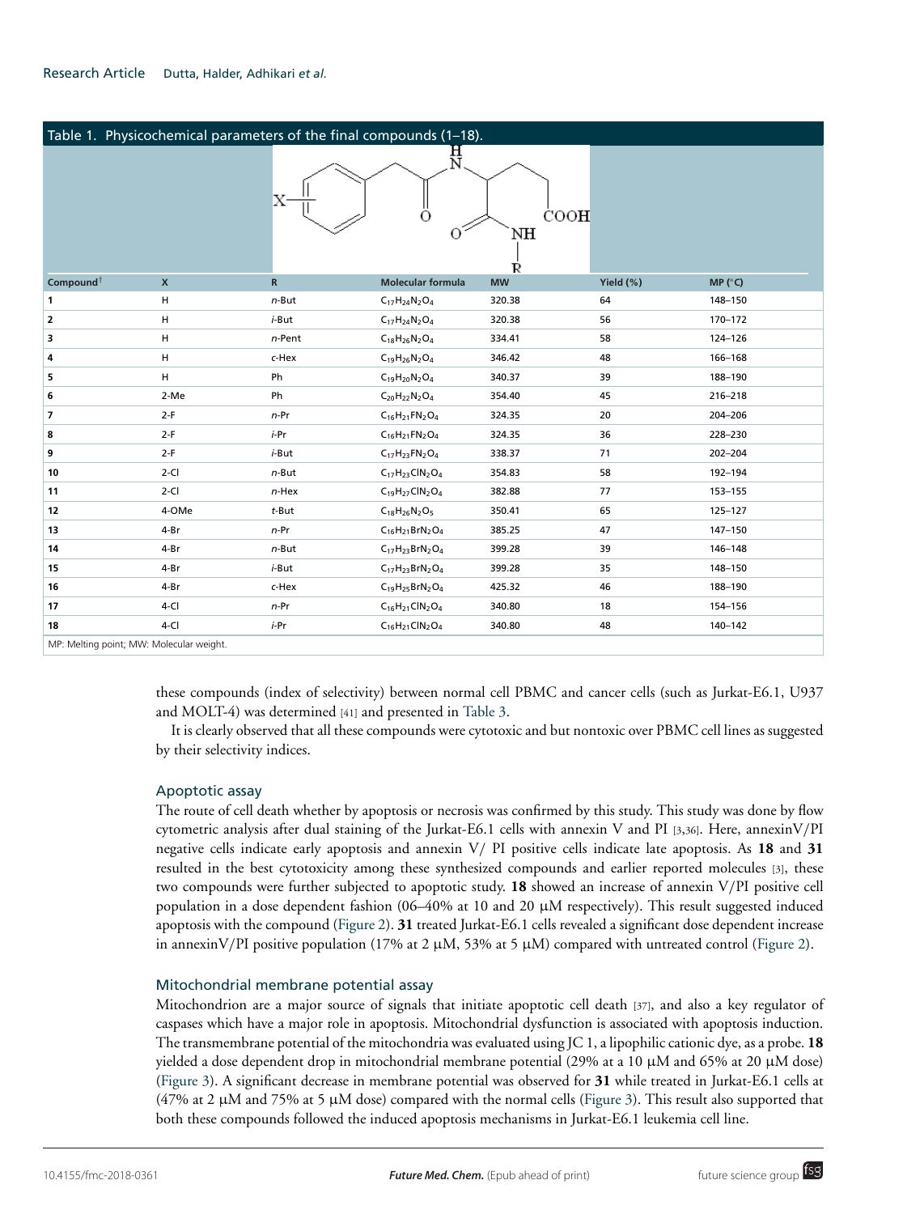Table 1. Physicochemical parameters of the final compounds (1–18).

| Compound[†] | X | R | Molecular formula | MW | Yield (%) | MP (°C) |
|---|---|---|---|---|---|---|
| 1 | H | *n*-But | $C_{17}H_{24}N_2O_4$ | 320.38 | 64 | 148–150 |
| 2 | H | *i*-But | $C_{17}H_{24}N_2O_4$ | 320.38 | 56 | 170–172 |
| 3 | H | *n*-Pent | $C_{18}H_{26}N_2O_4$ | 334.41 | 58 | 124–126 |
| 4 | H | c-Hex | $C_{19}H_{26}N_2O_4$ | 346.42 | 48 | 166–168 |
| 5 | H | Ph | $C_{19}H_{20}N_2O_4$ | 340.37 | 39 | 188–190 |
| 6 | 2-Me | Ph | $C_{20}H_{22}N_2O_4$ | 354.40 | 45 | 216–218 |
| 7 | 2-F | *n*-Pr | $C_{16}H_{21}FN_2O_4$ | 324.35 | 20 | 204–206 |
| 8 | 2-F | *i*-Pr | $C_{16}H_{21}FN_2O_4$ | 324.35 | 36 | 228–230 |
| 9 | 2-F | *i*-But | $C_{17}H_{23}FN_2O_4$ | 338.37 | 71 | 202–204 |
| 10 | 2-Cl | *n*-But | $C_{17}H_{23}ClN_2O_4$ | 354.83 | 58 | 192–194 |
| 11 | 2-Cl | *n*-Hex | $C_{19}H_{27}ClN_2O_4$ | 382.88 | 77 | 153–155 |
| 12 | 4-OMe | *t*-But | $C_{18}H_{26}N_2O_5$ | 350.41 | 65 | 125–127 |
| 13 | 4-Br | *n*-Pr | $C_{16}H_{21}BrN_2O_4$ | 385.25 | 47 | 147–150 |
| 14 | 4-Br | *n*-But | $C_{17}H_{23}BrN_2O_4$ | 399.28 | 39 | 146–148 |
| 15 | 4-Br | *i*-But | $C_{17}H_{23}BrN_2O_4$ | 399.28 | 35 | 148–150 |
| 16 | 4-Br | c-Hex | $C_{19}H_{25}BrN_2O_4$ | 425.32 | 46 | 188–190 |
| 17 | 4-Cl | *n*-Pr | $C_{16}H_{21}ClN_2O_4$ | 340.80 | 18 | 154–156 |
| 18 | 4-Cl | *i*-Pr | $C_{16}H_{21}ClN_2O_4$ | 340.80 | 48 | 140–142 |

MP: Melting point; MW: Molecular weight.

these compounds (index of selectivity) between normal cell PBMC and cancer cells (such as Jurkat-E6.1, U937 and MOLT-4) was determined [41] and presented in Table 3.

It is clearly observed that all these compounds were cytotoxic and but nontoxic over PBMC cell lines as suggested by their selectivity indices.

## Apoptotic assay

The route of cell death whether by apoptosis or necrosis was confirmed by this study. This study was done by flow cytometric analysis after dual staining of the Jurkat-E6.1 cells with annexin V and PI [3,36]. Here, annexinV/PI negative cells indicate early apoptosis and annexin V/ PI positive cells indicate late apoptosis. As **18** and **31** resulted in the best cytotoxicity among these synthesized compounds and earlier reported molecules [3], these two compounds were further subjected to apoptotic study. **18** showed an increase of annexin V/PI positive cell population in a dose dependent fashion (06–40% at 10 and 20 μM respectively). This result suggested induced apoptosis with the compound (Figure 2). **31** treated Jurkat-E6.1 cells revealed a significant dose dependent increase in annexinV/PI positive population (17% at 2 μM, 53% at 5 μM) compared with untreated control (Figure 2).

## Mitochondrial membrane potential assay

Mitochondrion are a major source of signals that initiate apoptotic cell death [37], and also a key regulator of caspases which have a major role in apoptosis. Mitochondrial dysfunction is associated with apoptosis induction. The transmembrane potential of the mitochondria was evaluated using JC 1, a lipophilic cationic dye, as a probe. **18** yielded a dose dependent drop in mitochondrial membrane potential (29% at a 10 μM and 65% at 20 μM dose) (Figure 3). A significant decrease in membrane potential was observed for **31** while treated in Jurkat-E6.1 cells at (47% at 2 μM and 75% at 5 μM dose) compared with the normal cells (Figure 3). This result also supported that both these compounds followed the induced apoptosis mechanisms in Jurkat-E6.1 leukemia cell line.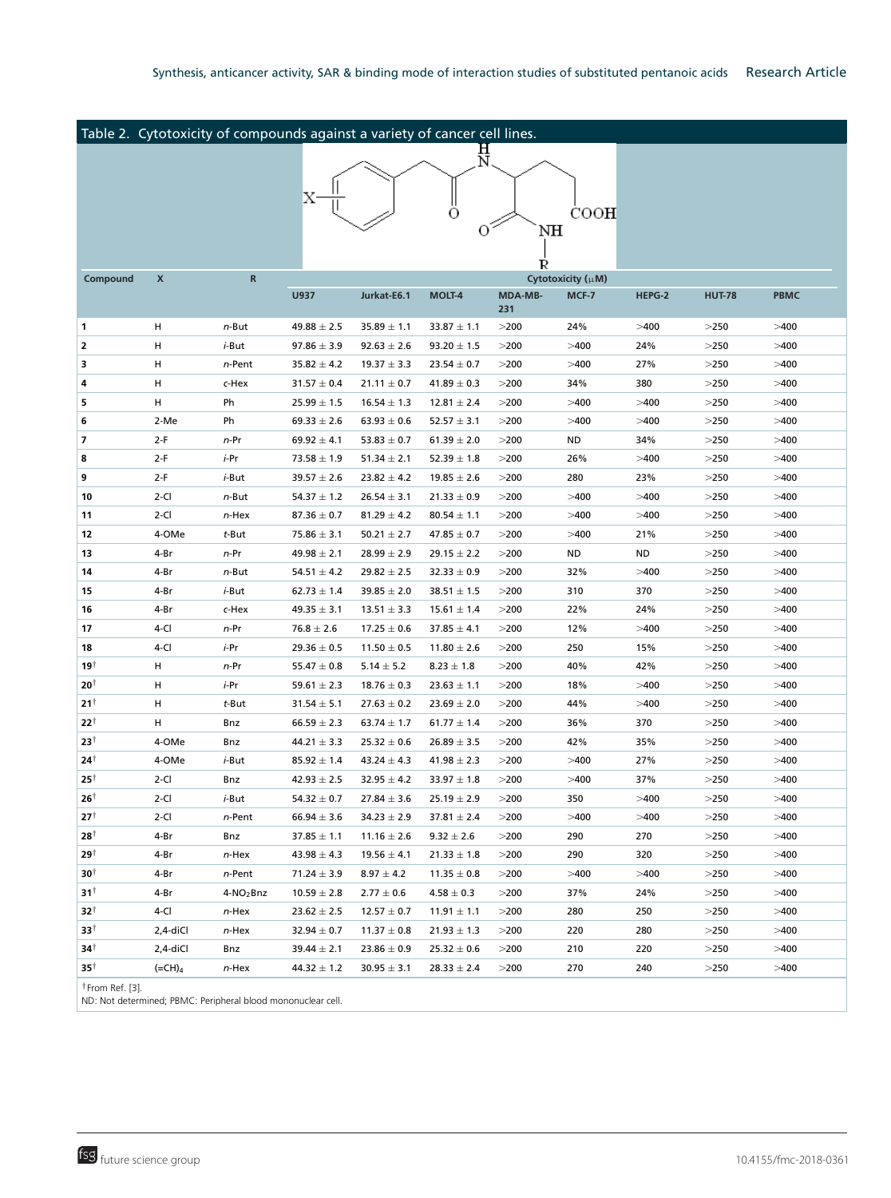Table 2. Cytotoxicity of compounds against a variety of cancer cell lines.

| Compound | X | R | Cytotoxicity (μM) | | | | | | | |
|---|---|---|---|---|---|---|---|---|---|---|
| | | | U937 | Jurkat-E6.1 | MOLT-4 | MDA-MB-231 | MCF-7 | HEPG-2 | HUT-78 | PBMC |
| 1 | H | *n*-But | 49.88 ± 2.5 | 35.89 ± 1.1 | 33.87 ± 1.1 | >200 | 24% | >400 | >250 | >400 |
| 2 | H | *i*-But | 97.86 ± 3.9 | 92.63 ± 2.6 | 93.20 ± 1.5 | >200 | >400 | 24% | >250 | >400 |
| 3 | H | *n*-Pent | 35.82 ± 4.2 | 19.37 ± 3.3 | 23.54 ± 0.7 | >200 | >400 | 27% | >250 | >400 |
| 4 | H | c-Hex | 31.57 ± 0.4 | 21.11 ± 0.7 | 41.89 ± 0.3 | >200 | 34% | 380 | >250 | >400 |
| 5 | H | Ph | 25.99 ± 1.5 | 16.54 ± 1.3 | 12.81 ± 2.4 | >200 | >400 | >400 | >250 | >400 |
| 6 | 2-Me | Ph | 69.33 ± 2.6 | 63.93 ± 0.6 | 52.57 ± 3.1 | >200 | >400 | >400 | >250 | >400 |
| 7 | 2-F | *n*-Pr | 69.92 ± 4.1 | 53.83 ± 0.7 | 61.39 ± 2.0 | >200 | ND | 34% | >250 | >400 |
| 8 | 2-F | *i*-Pr | 73.58 ± 1.9 | 51.34 ± 2.1 | 52.39 ± 1.8 | >200 | 26% | >400 | >250 | >400 |
| 9 | 2-F | *i*-But | 39.57 ± 2.6 | 23.82 ± 4.2 | 19.85 ± 2.6 | >200 | 280 | 23% | >250 | >400 |
| 10 | 2-Cl | *n*-But | 54.37 ± 1.2 | 26.54 ± 3.1 | 21.33 ± 0.9 | >200 | >400 | >400 | >250 | >400 |
| 11 | 2-Cl | *n*-Hex | 87.36 ± 0.7 | 81.29 ± 4.2 | 80.54 ± 1.1 | >200 | >400 | >400 | >250 | >400 |
| 12 | 4-OMe | *t*-But | 75.86 ± 3.1 | 50.21 ± 2.7 | 47.85 ± 0.7 | >200 | >400 | 21% | >250 | >400 |
| 13 | 4-Br | *n*-Pr | 49.98 ± 2.1 | 28.99 ± 2.9 | 29.15 ± 2.2 | >200 | ND | ND | >250 | >400 |
| 14 | 4-Br | *n*-But | 54.51 ± 4.2 | 29.82 ± 2.5 | 32.33 ± 0.9 | >200 | 32% | >400 | >250 | >400 |
| 15 | 4-Br | *i*-But | 62.73 ± 1.4 | 39.85 ± 2.0 | 38.51 ± 1.5 | >200 | 310 | 370 | >250 | >400 |
| 16 | 4-Br | c-Hex | 49.35 ± 3.1 | 13.51 ± 3.3 | 15.61 ± 1.4 | >200 | 22% | 24% | >250 | >400 |
| 17 | 4-Cl | *n*-Pr | 76.8 ± 2.6 | 17.25 ± 0.6 | 37.85 ± 4.1 | >200 | 12% | >400 | >250 | >400 |
| 18 | 4-Cl | *i*-Pr | 29.36 ± 0.5 | 11.50 ± 0.5 | 11.80 ± 2.6 | >200 | 250 | 15% | >250 | >400 |
| 19† | H | *n*-Pr | 55.47 ± 0.8 | 5.14 ± 5.2 | 8.23 ± 1.8 | >200 | 40% | 42% | >250 | >400 |
| 20† | H | *i*-Pr | 59.61 ± 2.3 | 18.76 ± 0.3 | 23.63 ± 1.1 | >200 | 18% | >400 | >250 | >400 |
| 21† | H | *t*-But | 31.54 ± 5.1 | 27.63 ± 0.2 | 23.69 ± 2.0 | >200 | 44% | >400 | >250 | >400 |
| 22† | H | Bnz | 66.59 ± 2.3 | 63.74 ± 1.7 | 61.77 ± 1.4 | >200 | 36% | 370 | >250 | >400 |
| 23† | 4-OMe | Bnz | 44.21 ± 3.3 | 25.32 ± 0.6 | 26.89 ± 3.5 | >200 | 42% | 35% | >250 | >400 |
| 24† | 4-OMe | *i*-But | 85.92 ± 1.4 | 43.24 ± 4.3 | 41.98 ± 2.3 | >200 | >400 | 27% | >250 | >400 |
| 25† | 2-Cl | Bnz | 42.93 ± 2.5 | 32.95 ± 4.2 | 33.97 ± 1.8 | >200 | >400 | 37% | >250 | >400 |
| 26† | 2-Cl | *i*-But | 54.32 ± 0.7 | 27.84 ± 3.6 | 25.19 ± 2.9 | >200 | 350 | >400 | >250 | >400 |
| 27† | 2-Cl | *n*-Pent | 66.94 ± 3.6 | 34.23 ± 2.9 | 37.81 ± 2.4 | >200 | >400 | >400 | >250 | >400 |
| 28† | 4-Br | Bnz | 37.85 ± 1.1 | 11.16 ± 2.6 | 9.32 ± 2.6 | >200 | 290 | 270 | >250 | >400 |
| 29† | 4-Br | *n*-Hex | 43.98 ± 4.3 | 19.56 ± 4.1 | 21.33 ± 1.8 | >200 | 290 | 320 | >250 | >400 |
| 30† | 4-Br | *n*-Pent | 71.24 ± 3.9 | 8.97 ± 4.2 | 11.35 ± 0.8 | >200 | >400 | >400 | >250 | >400 |
| 31† | 4-Br | 4-$NO_2$Bnz | 10.59 ± 2.8 | 2.77 ± 0.6 | 4.58 ± 0.3 | >200 | 37% | 24% | >250 | >400 |
| 32† | 4-Cl | *n*-Hex | 23.62 ± 2.5 | 12.57 ± 0.7 | 11.91 ± 1.1 | >200 | 280 | 250 | >250 | >400 |
| 33† | 2,4-diCl | *n*-Hex | 32.94 ± 0.7 | 11.37 ± 0.8 | 21.93 ± 1.3 | >200 | 220 | 280 | >250 | >400 |
| 34† | 2,4-diCl | Bnz | 39.44 ± 2.1 | 23.86 ± 0.9 | 25.32 ± 0.6 | >200 | 210 | 220 | >250 | >400 |
| 35† | (=CH)$_4$ | *n*-Hex | 44.32 ± 1.2 | 30.95 ± 3.1 | 28.33 ± 2.4 | >200 | 270 | 240 | >250 | >400 |

†From Ref. [3].

ND: Not determined; PBMC: Peripheral blood mononuclear cell.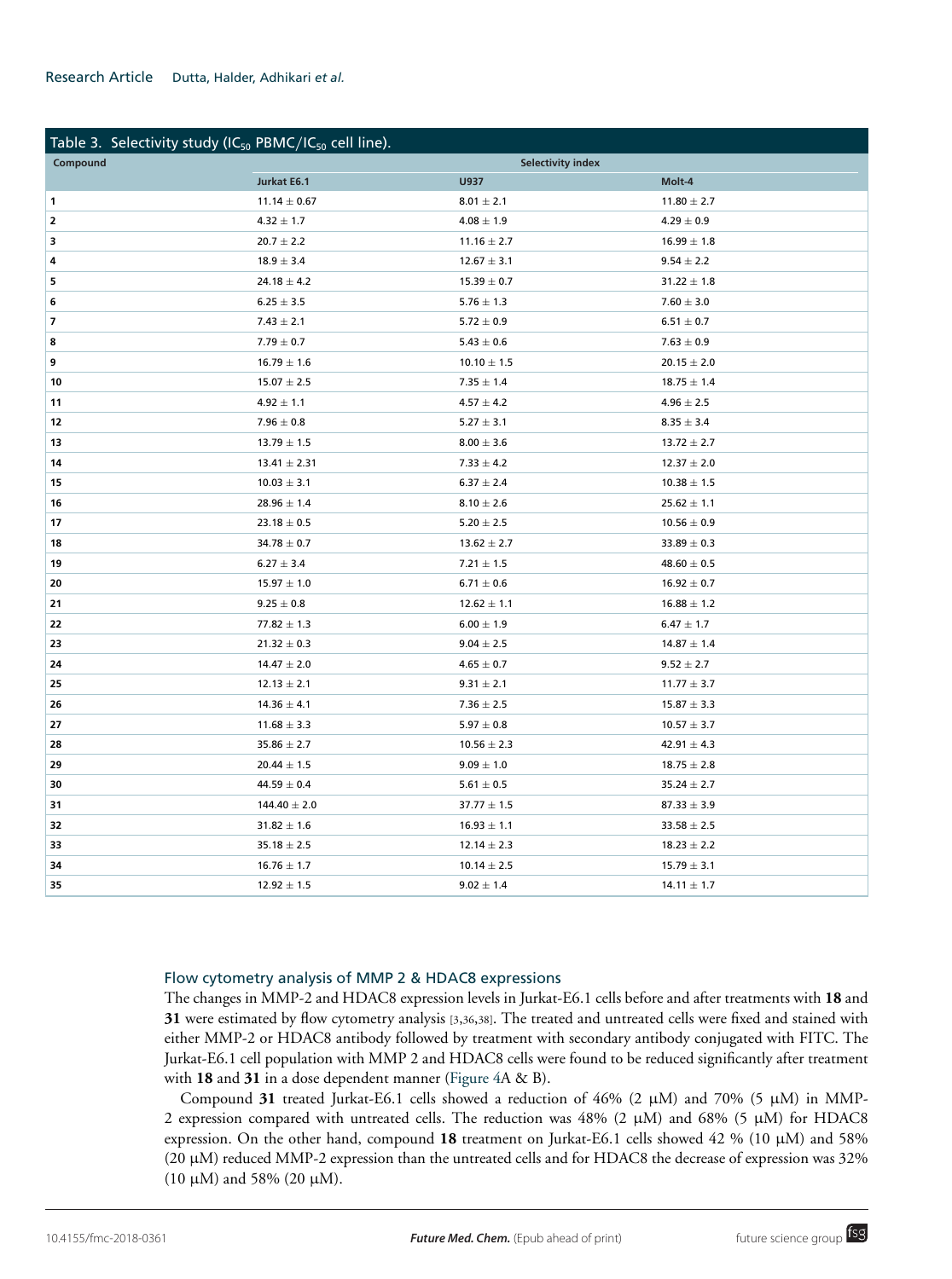Table 3. Selectivity study ($IC_{50}$ PBMC/$IC_{50}$ cell line).

| Compound | Selectivity index | | |
|---|---|---|---|
| | Jurkat E6.1 | U937 | Molt-4 |
| 1 | 11.14 ± 0.67 | 8.01 ± 2.1 | 11.80 ± 2.7 |
| 2 | 4.32 ± 1.7 | 4.08 ± 1.9 | 4.29 ± 0.9 |
| 3 | 20.7 ± 2.2 | 11.16 ± 2.7 | 16.99 ± 1.8 |
| 4 | 18.9 ± 3.4 | 12.67 ± 3.1 | 9.54 ± 2.2 |
| 5 | 24.18 ± 4.2 | 15.39 ± 0.7 | 31.22 ± 1.8 |
| 6 | 6.25 ± 3.5 | 5.76 ± 1.3 | 7.60 ± 3.0 |
| 7 | 7.43 ± 2.1 | 5.72 ± 0.9 | 6.51 ± 0.7 |
| 8 | 7.79 ± 0.7 | 5.43 ± 0.6 | 7.63 ± 0.9 |
| 9 | 16.79 ± 1.6 | 10.10 ± 1.5 | 20.15 ± 2.0 |
| 10 | 15.07 ± 2.5 | 7.35 ± 1.4 | 18.75 ± 1.4 |
| 11 | 4.92 ± 1.1 | 4.57 ± 4.2 | 4.96 ± 2.5 |
| 12 | 7.96 ± 0.8 | 5.27 ± 3.1 | 8.35 ± 3.4 |
| 13 | 13.79 ± 1.5 | 8.00 ± 3.6 | 13.72 ± 2.7 |
| 14 | 13.41 ± 2.31 | 7.33 ± 4.2 | 12.37 ± 2.0 |
| 15 | 10.03 ± 3.1 | 6.37 ± 2.4 | 10.38 ± 1.5 |
| 16 | 28.96 ± 1.4 | 8.10 ± 2.6 | 25.62 ± 1.1 |
| 17 | 23.18 ± 0.5 | 5.20 ± 2.5 | 10.56 ± 0.9 |
| 18 | 34.78 ± 0.7 | 13.62 ± 2.7 | 33.89 ± 0.3 |
| 19 | 6.27 ± 3.4 | 7.21 ± 1.5 | 48.60 ± 0.5 |
| 20 | 15.97 ± 1.0 | 6.71 ± 0.6 | 16.92 ± 0.7 |
| 21 | 9.25 ± 0.8 | 12.62 ± 1.1 | 16.88 ± 1.2 |
| 22 | 77.82 ± 1.3 | 6.00 ± 1.9 | 6.47 ± 1.7 |
| 23 | 21.32 ± 0.3 | 9.04 ± 2.5 | 14.87 ± 1.4 |
| 24 | 14.47 ± 2.0 | 4.65 ± 0.7 | 9.52 ± 2.7 |
| 25 | 12.13 ± 2.1 | 9.31 ± 2.1 | 11.77 ± 3.7 |
| 26 | 14.36 ± 4.1 | 7.36 ± 2.5 | 15.87 ± 3.3 |
| 27 | 11.68 ± 3.3 | 5.97 ± 0.8 | 10.57 ± 3.7 |
| 28 | 35.86 ± 2.7 | 10.56 ± 2.3 | 42.91 ± 4.3 |
| 29 | 20.44 ± 1.5 | 9.09 ± 1.0 | 18.75 ± 2.8 |
| 30 | 44.59 ± 0.4 | 5.61 ± 0.5 | 35.24 ± 2.7 |
| 31 | 144.40 ± 2.0 | 37.77 ± 1.5 | 87.33 ± 3.9 |
| 32 | 31.82 ± 1.6 | 16.93 ± 1.1 | 33.58 ± 2.5 |
| 33 | 35.18 ± 2.5 | 12.14 ± 2.3 | 18.23 ± 2.2 |
| 34 | 16.76 ± 1.7 | 10.14 ± 2.5 | 15.79 ± 3.1 |
| 35 | 12.92 ± 1.5 | 9.02 ± 1.4 | 14.11 ± 1.7 |

### Flow cytometry analysis of MMP 2 & HDAC8 expressions

The changes in MMP-2 and HDAC8 expression levels in Jurkat-E6.1 cells before and after treatments with **18** and **31** were estimated by flow cytometry analysis [3,36,38]. The treated and untreated cells were fixed and stained with either MMP-2 or HDAC8 antibody followed by treatment with secondary antibody conjugated with FITC. The Jurkat-E6.1 cell population with MMP 2 and HDAC8 cells were found to be reduced significantly after treatment with **18** and **31** in a dose dependent manner (Figure 4A & B).

Compound **31** treated Jurkat-E6.1 cells showed a reduction of 46% (2 μM) and 70% (5 μM) in MMP-2 expression compared with untreated cells. The reduction was 48% (2 μM) and 68% (5 μM) for HDAC8 expression. On the other hand, compound **18** treatment on Jurkat-E6.1 cells showed 42 % (10 μM) and 58% (20 μM) reduced MMP-2 expression than the untreated cells and for HDAC8 the decrease of expression was 32% (10 μM) and 58% (20 μM).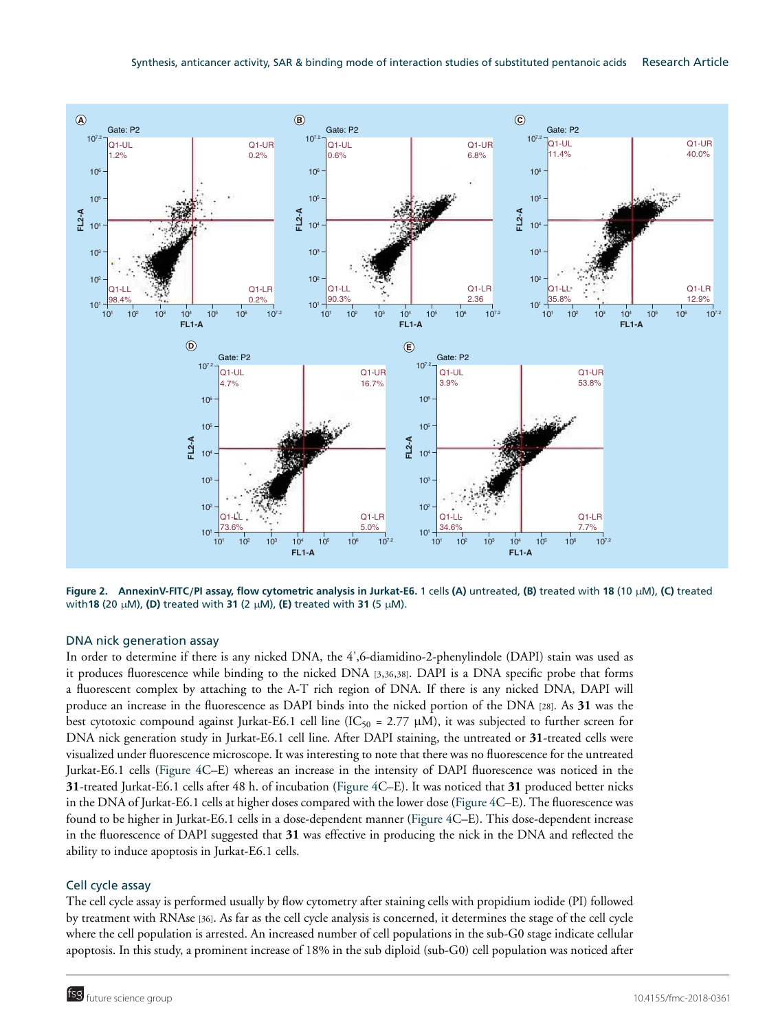Figure 2. AnnexinV-FITC/PI assay, flow cytometric analysis in Jurkat-E6. 1 cells (A) untreated, (B) treated with 18 (10 μM), (C) treated with18 (20 μM), (D) treated with 31 (2 μM), (E) treated with 31 (5 μM).

### DNA nick generation assay

In order to determine if there is any nicked DNA, the 4',6-diamidino-2-phenylindole (DAPI) stain was used as it produces fluorescence while binding to the nicked DNA [3,36,38]. DAPI is a DNA specific probe that forms a fluorescent complex by attaching to the A-T rich region of DNA. If there is any nicked DNA, DAPI will produce an increase in the fluorescence as DAPI binds into the nicked portion of the DNA [28]. As **31** was the best cytotoxic compound against Jurkat-E6.1 cell line ($IC_{50}$ = 2.77 μM), it was subjected to further screen for DNA nick generation study in Jurkat-E6.1 cell line. After DAPI staining, the untreated or **31**-treated cells were visualized under fluorescence microscope. It was interesting to note that there was no fluorescence for the untreated Jurkat-E6.1 cells (Figure 4C–E) whereas an increase in the intensity of DAPI fluorescence was noticed in the **31**-treated Jurkat-E6.1 cells after 48 h. of incubation (Figure 4C–E). It was noticed that **31** produced better nicks in the DNA of Jurkat-E6.1 cells at higher doses compared with the lower dose (Figure 4C–E). The fluorescence was found to be higher in Jurkat-E6.1 cells in a dose-dependent manner (Figure 4C–E). This dose-dependent increase in the fluorescence of DAPI suggested that **31** was effective in producing the nick in the DNA and reflected the ability to induce apoptosis in Jurkat-E6.1 cells.

### Cell cycle assay

The cell cycle assay is performed usually by flow cytometry after staining cells with propidium iodide (PI) followed by treatment with RNAse [36]. As far as the cell cycle analysis is concerned, it determines the stage of the cell cycle where the cell population is arrested. An increased number of cell populations in the sub-G0 stage indicate cellular apoptosis. In this study, a prominent increase of 18% in the sub diploid (sub-G0) cell population was noticed after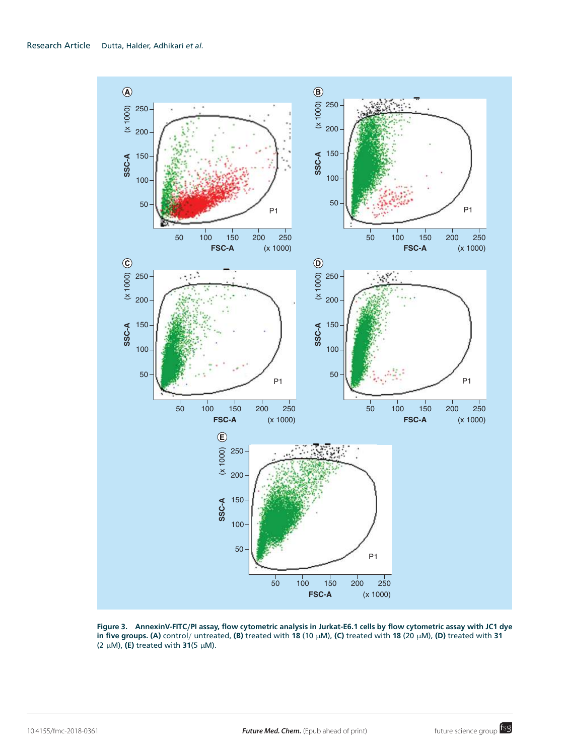**Figure 3. AnnexinV-FITC/PI assay, flow cytometric analysis in Jurkat-E6.1 cells by flow cytometric assay with JC1 dye in five groups. (A)** control/ untreated, **(B)** treated with **18** (10 μM), **(C)** treated with **18** (20 μM), **(D)** treated with **31** (2 μM), **(E)** treated with **31**(5 μM).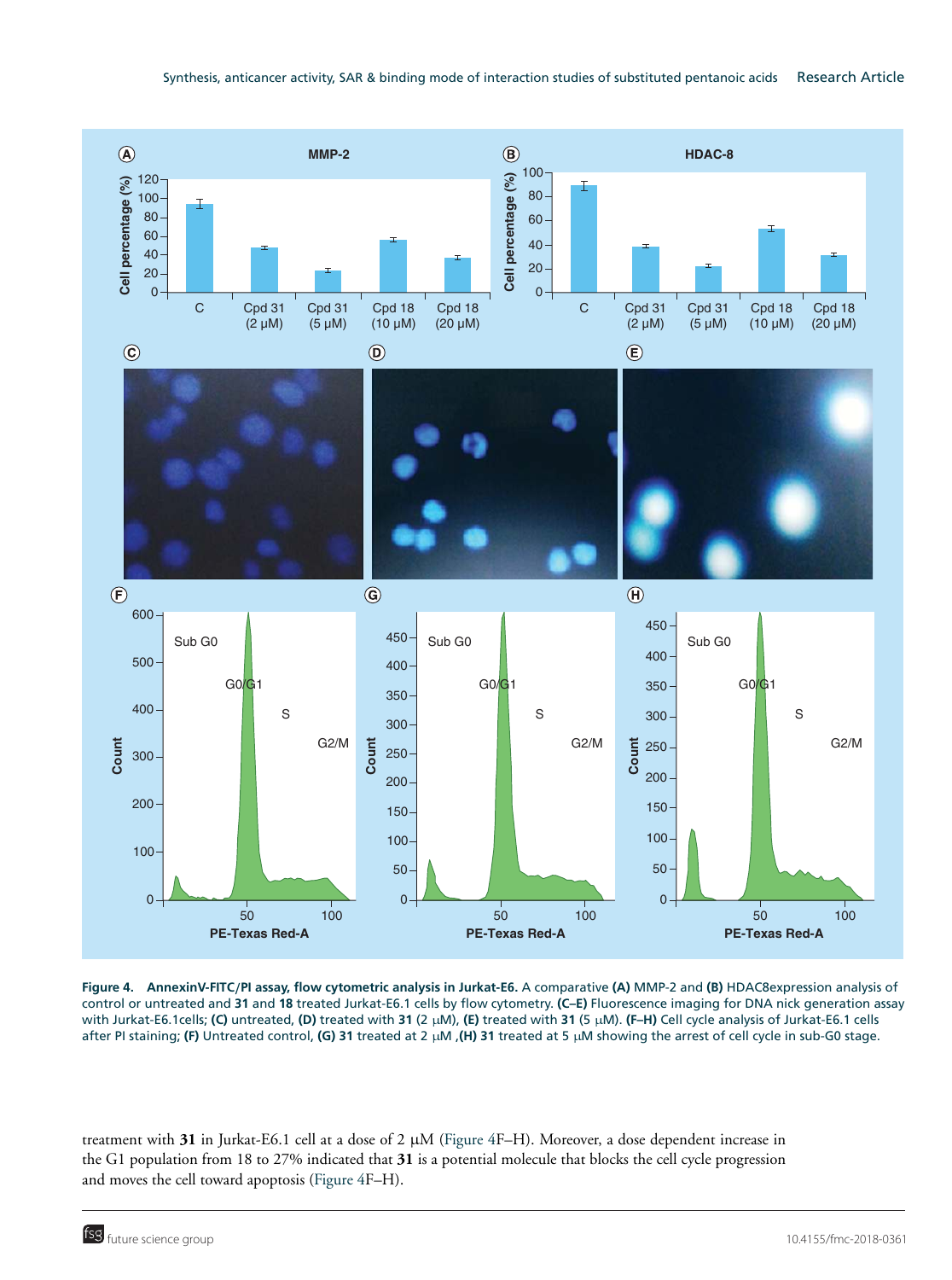**Figure 4. AnnexinV-FITC/PI assay, flow cytometric analysis in Jurkat-E6.** A comparative **(A)** MMP-2 and **(B)** HDAC8expression analysis of control or untreated and **31** and **18** treated Jurkat-E6.1 cells by flow cytometry. **(C–E)** Fluorescence imaging for DNA nick generation assay with Jurkat-E6.1cells; **(C)** untreated, **(D)** treated with **31** (2 μM), **(E)** treated with **31** (5 μM). **(F–H)** Cell cycle analysis of Jurkat-E6.1 cells after PI staining; **(F)** Untreated control, **(G) 31** treated at 2 μM ,**(H) 31** treated at 5 μM showing the arrest of cell cycle in sub-G0 stage.

treatment with **31** in Jurkat-E6.1 cell at a dose of 2 μM (Figure 4F–H). Moreover, a dose dependent increase in the G1 population from 18 to 27% indicated that **31** is a potential molecule that blocks the cell cycle progression and moves the cell toward apoptosis (Figure 4F–H).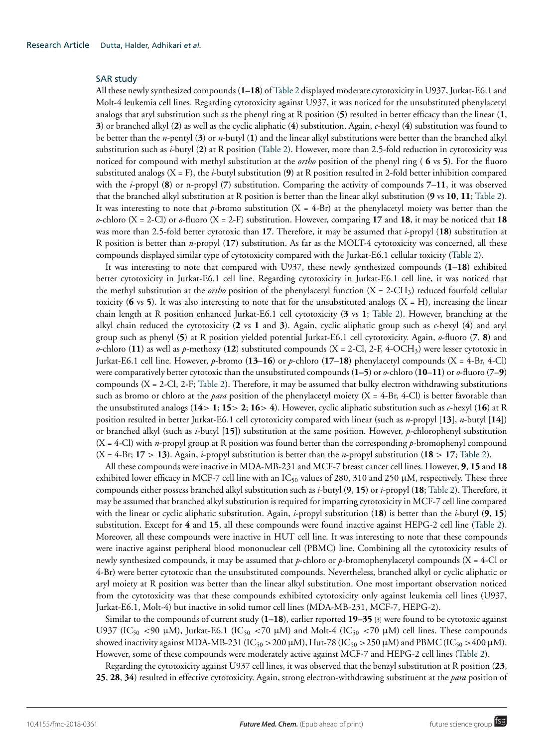### SAR study

All these newly synthesized compounds (**1–18**) of Table 2 displayed moderate cytotoxicity in U937, Jurkat-E6.1 and Molt-4 leukemia cell lines. Regarding cytotoxicity against U937, it was noticed for the unsubstituted phenylacetyl analogs that aryl substitution such as the phenyl ring at R position (**5**) resulted in better efficacy than the linear (**1**, **3**) or branched alkyl (**2**) as well as the cyclic aliphatic (**4**) substitution. Again, *c*-hexyl (**4**) substitution was found to be better than the *n*-pentyl (**3**) or *n*-butyl (**1**) and the linear alkyl substitutions were better than the branched alkyl substitution such as *i*-butyl (**2**) at R position (Table 2). However, more than 2.5-fold reduction in cytotoxicity was noticed for compound with methyl substitution at the *ortho* position of the phenyl ring ( **6** vs **5**). For the fluoro substituted analogs (X = F), the *i*-butyl substitution (**9**) at R position resulted in 2-fold better inhibition compared with the *i*-propyl (**8**) or n-propyl (**7**) substitution. Comparing the activity of compounds **7**–**11**, it was observed that the branched alkyl substitution at R position is better than the linear alkyl substitution (**9** vs **10**, **11**; Table 2). It was interesting to note that *p*-bromo substitution (X = 4-Br) at the phenylacetyl moiety was better than the *o*-chloro (X = 2-Cl) or *o*-fluoro (X = 2-F) substitution. However, comparing **17** and **18**, it may be noticed that **18** was more than 2.5-fold better cytotoxic than **17**. Therefore, it may be assumed that *i*-propyl (**18**) substitution at R position is better than *n*-propyl (**17**) substitution. As far as the MOLT-4 cytotoxicity was concerned, all these compounds displayed similar type of cytotoxicity compared with the Jurkat-E6.1 cellular toxicity (Table 2).

It was interesting to note that compared with U937, these newly synthesized compounds (**1–18**) exhibited better cytotoxicity in Jurkat-E6.1 cell line. Regarding cytotoxicity in Jurkat-E6.1 cell line, it was noticed that the methyl substitution at the *ortho* position of the phenylacetyl function (X = 2-$CH_3$) reduced fourfold cellular toxicity (**6** vs **5**). It was also interesting to note that for the unsubstituted analogs (X = H), increasing the linear chain length at R position enhanced Jurkat-E6.1 cell cytotoxicity (**3** vs **1**; Table 2). However, branching at the alkyl chain reduced the cytotoxicity (**2** vs **1** and **3**). Again, cyclic aliphatic group such as *c*-hexyl (**4**) and aryl group such as phenyl (**5**) at R position yielded potential Jurkat-E6.1 cell cytotoxicity. Again, *o*-fluoro (**7**, **8**) and *o*-chloro (**11**) as well as *p*-methoxy (**12**) substituted compounds (X = 2-Cl, 2-F, 4-$OCH_3$) were lesser cytotoxic in Jurkat-E6.1 cell line. However, *p*-bromo (**13–16**) or *p*-chloro (**17–18**) phenylacetyl compounds (X = 4-Br, 4-Cl) were comparatively better cytotoxic than the unsubstituted compounds (**1–5**) or *o*-chloro (**10–11**) or *o*-fluoro (**7–9**) compounds (X = 2-Cl, 2-F; Table 2). Therefore, it may be assumed that bulky electron withdrawing substitutions such as bromo or chloro at the *para* position of the phenylacetyl moiety (X = 4-Br, 4-Cl) is better favorable than the unsubstituted analogs (**14**> **1**; **15**> **2**; **16**> **4**). However, cyclic aliphatic substitution such as *c*-hexyl (**16**) at R position resulted in better Jurkat-E6.1 cell cytotoxicity compared with linear (such as *n*-propyl [**13**], *n*-butyl [**14**]) or branched alkyl (such as *i*-butyl [**15**]) substitution at the same position. However, *p*-chlorophenyl substitution (X = 4-Cl) with *n*-propyl group at R position was found better than the corresponding *p*-bromophenyl compound (X = 4-Br; **17** > **13**). Again, *i*-propyl substitution is better than the *n*-propyl substitution (**18** > **17**; Table 2).

All these compounds were inactive in MDA-MB-231 and MCF-7 breast cancer cell lines. However, **9**, **15** and **18** exhibited lower efficacy in MCF-7 cell line with an $IC_{50}$ values of 280, 310 and 250 μM, respectively. These three compounds either possess branched alkyl substitution such as *i*-butyl (**9**, **15**) or *i*-propyl (**18**; Table 2). Therefore, it may be assumed that branched alkyl substitution is required for imparting cytotoxicity in MCF-7 cell line compared with the linear or cyclic aliphatic substitution. Again, *i*-propyl substitution (**18**) is better than the *i*-butyl (**9**, **15**) substitution. Except for **4** and **15**, all these compounds were found inactive against HEPG-2 cell line (Table 2). Moreover, all these compounds were inactive in HUT cell line. It was interesting to note that these compounds were inactive against peripheral blood mononuclear cell (PBMC) line. Combining all the cytotoxicity results of newly synthesized compounds, it may be assumed that *p*-chloro or *p*-bromophenylacetyl compounds (X = 4-Cl or 4-Br) were better cytotoxic than the unsubstituted compounds. Nevertheless, branched alkyl or cyclic aliphatic or aryl moiety at R position was better than the linear alkyl substitution. One most important observation noticed from the cytotoxicity was that these compounds exhibited cytotoxicity only against leukemia cell lines (U937, Jurkat-E6.1, Molt-4) but inactive in solid tumor cell lines (MDA-MB-231, MCF-7, HEPG-2).

Similar to the compounds of current study (**1–18**), earlier reported **19–35** [3] were found to be cytotoxic against U937 ($IC_{50}$ <90 μM), Jurkat-E6.1 ($IC_{50}$ <70 μM) and Molt-4 ($IC_{50}$ <70 μM) cell lines. These compounds showed inactivity against MDA-MB-231 ($IC_{50}$ >200 μM), Hut-78 ($IC_{50}$ >250 μM) and PBMC ($IC_{50}$ >400 μM). However, some of these compounds were moderately active against MCF-7 and HEPG-2 cell lines (Table 2).

Regarding the cytotoxicity against U937 cell lines, it was observed that the benzyl substitution at R position (**23**, **25**, **28**, **34**) resulted in effective cytotoxicity. Again, strong electron-withdrawing substituent at the *para* position of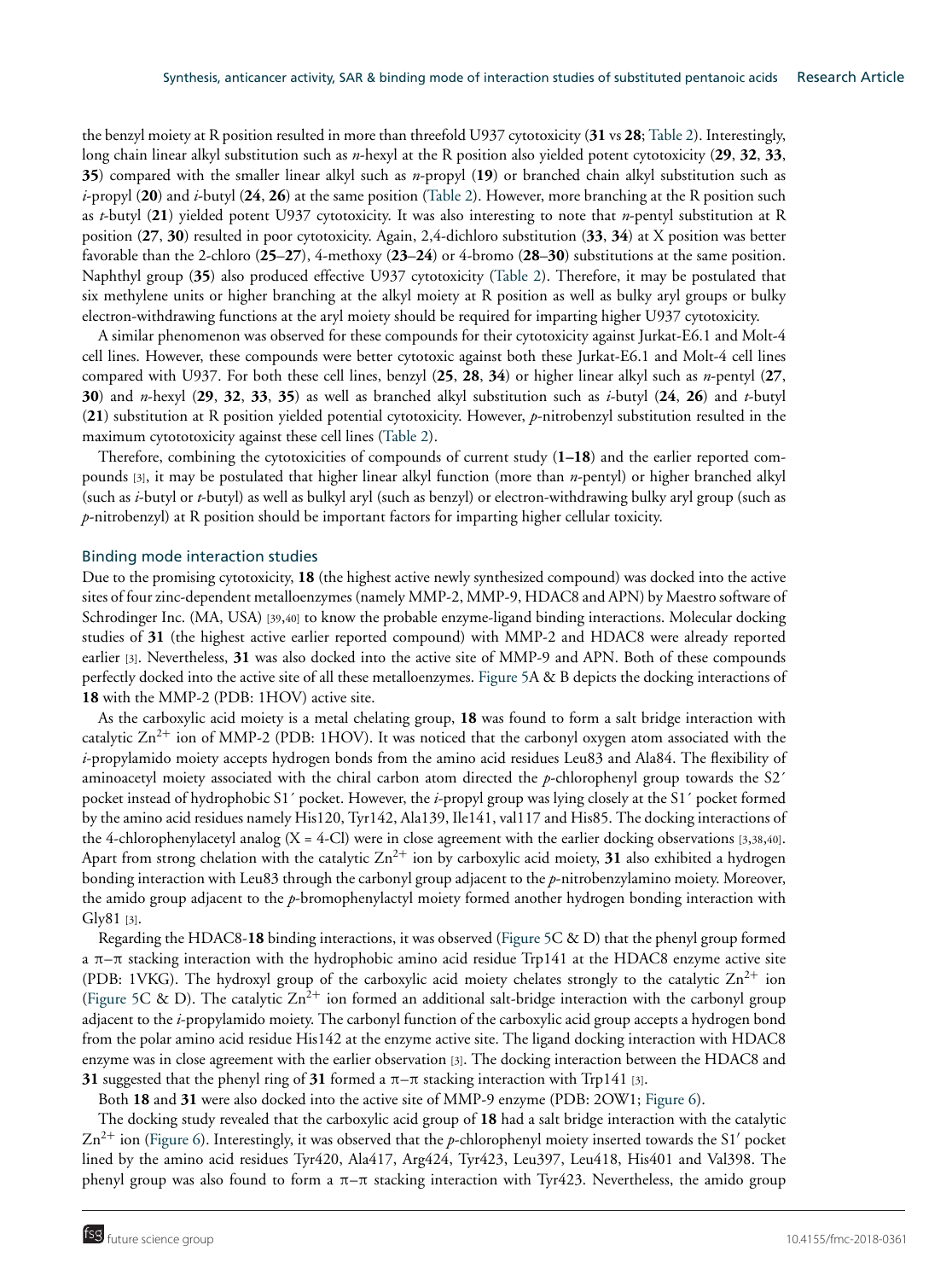the benzyl moiety at R position resulted in more than threefold U937 cytotoxicity (**31** vs **28**; Table 2). Interestingly, long chain linear alkyl substitution such as *n*-hexyl at the R position also yielded potent cytotoxicity (**29**, **32**, **33**, **35**) compared with the smaller linear alkyl such as *n*-propyl (**19**) or branched chain alkyl substitution such as *i*-propyl (**20**) and *i*-butyl (**24**, **26**) at the same position (Table 2). However, more branching at the R position such as *t*-butyl (**21**) yielded potent U937 cytotoxicity. It was also interesting to note that *n*-pentyl substitution at R position (**27**, **30**) resulted in poor cytotoxicity. Again, 2,4-dichloro substitution (**33**, **34**) at X position was better favorable than the 2-chloro (**25**–**27**), 4-methoxy (**23**–**24**) or 4-bromo (**28**–**30**) substitutions at the same position. Naphthyl group (**35**) also produced effective U937 cytotoxicity (Table 2). Therefore, it may be postulated that six methylene units or higher branching at the alkyl moiety at R position as well as bulky aryl groups or bulky electron-withdrawing functions at the aryl moiety should be required for imparting higher U937 cytotoxicity.

A similar phenomenon was observed for these compounds for their cytotoxicity against Jurkat-E6.1 and Molt-4 cell lines. However, these compounds were better cytotoxic against both these Jurkat-E6.1 and Molt-4 cell lines compared with U937. For both these cell lines, benzyl (**25**, **28**, **34**) or higher linear alkyl such as *n*-pentyl (**27**, **30**) and *n*-hexyl (**29**, **32**, **33**, **35**) as well as branched alkyl substitution such as *i*-butyl (**24**, **26**) and *t*-butyl (**21**) substitution at R position yielded potential cytotoxicity. However, *p*-nitrobenzyl substitution resulted in the maximum cytotoxicity against these cell lines (Table 2).

Therefore, combining the cytotoxicities of compounds of current study (**1**–**18**) and the earlier reported compounds [3], it may be postulated that higher linear alkyl function (more than *n*-pentyl) or higher branched alkyl (such as *i*-butyl or *t*-butyl) as well as bulkyl aryl (such as benzyl) or electron-withdrawing bulky aryl group (such as *p*-nitrobenzyl) at R position should be important factors for imparting higher cellular toxicity.

## Binding mode interaction studies

Due to the promising cytotoxicity, **18** (the highest active newly synthesized compound) was docked into the active sites of four zinc-dependent metalloenzymes (namely MMP-2, MMP-9, HDAC8 and APN) by Maestro software of Schrodinger Inc. (MA, USA) [39,40] to know the probable enzyme-ligand binding interactions. Molecular docking studies of **31** (the highest active earlier reported compound) with MMP-2 and HDAC8 were already reported earlier [3]. Nevertheless, **31** was also docked into the active site of MMP-9 and APN. Both of these compounds perfectly docked into the active site of all these metalloenzymes. Figure 5A & B depicts the docking interactions of **18** with the MMP-2 (PDB: 1HOV) active site.

As the carboxylic acid moiety is a metal chelating group, **18** was found to form a salt bridge interaction with catalytic $Zn^{2+}$ ion of MMP-2 (PDB: 1HOV). It was noticed that the carbonyl oxygen atom associated with the *i*-propylamido moiety accepts hydrogen bonds from the amino acid residues Leu83 and Ala84. The flexibility of aminoacetyl moiety associated with the chiral carbon atom directed the *p*-chlorophenyl group towards the S2′ pocket instead of hydrophobic S1′ pocket. However, the *i*-propyl group was lying closely at the S1′ pocket formed by the amino acid residues namely His120, Tyr142, Ala139, Ile141, val117 and His85. The docking interactions of the 4-chlorophenylacetyl analog (X = 4-Cl) were in close agreement with the earlier docking observations [3,38,40]. Apart from strong chelation with the catalytic $Zn^{2+}$ ion by carboxylic acid moiety, **31** also exhibited a hydrogen bonding interaction with Leu83 through the carbonyl group adjacent to the *p*-nitrobenzylamino moiety. Moreover, the amido group adjacent to the *p*-bromophenylactyl moiety formed another hydrogen bonding interaction with Gly81 [3].

Regarding the HDAC8-**18** binding interactions, it was observed (Figure 5C & D) that the phenyl group formed a π–π stacking interaction with the hydrophobic amino acid residue Trp141 at the HDAC8 enzyme active site (PDB: 1VKG). The hydroxyl group of the carboxylic acid moiety chelates strongly to the catalytic $Zn^{2+}$ ion (Figure 5C & D). The catalytic $Zn^{2+}$ ion formed an additional salt-bridge interaction with the carbonyl group adjacent to the *i*-propylamido moiety. The carbonyl function of the carboxylic acid group accepts a hydrogen bond from the polar amino acid residue His142 at the enzyme active site. The ligand docking interaction with HDAC8 enzyme was in close agreement with the earlier observation [3]. The docking interaction between the HDAC8 and **31** suggested that the phenyl ring of **31** formed a π–π stacking interaction with Trp141 [3].

Both **18** and **31** were also docked into the active site of MMP-9 enzyme (PDB: 2OW1; Figure 6).

The docking study revealed that the carboxylic acid group of **18** had a salt bridge interaction with the catalytic $Zn^{2+}$ ion (Figure 6). Interestingly, it was observed that the *p*-chlorophenyl moiety inserted towards the S1′ pocket lined by the amino acid residues Tyr420, Ala417, Arg424, Tyr423, Leu397, Leu418, His401 and Val398. The phenyl group was also found to form a π–π stacking interaction with Tyr423. Nevertheless, the amido group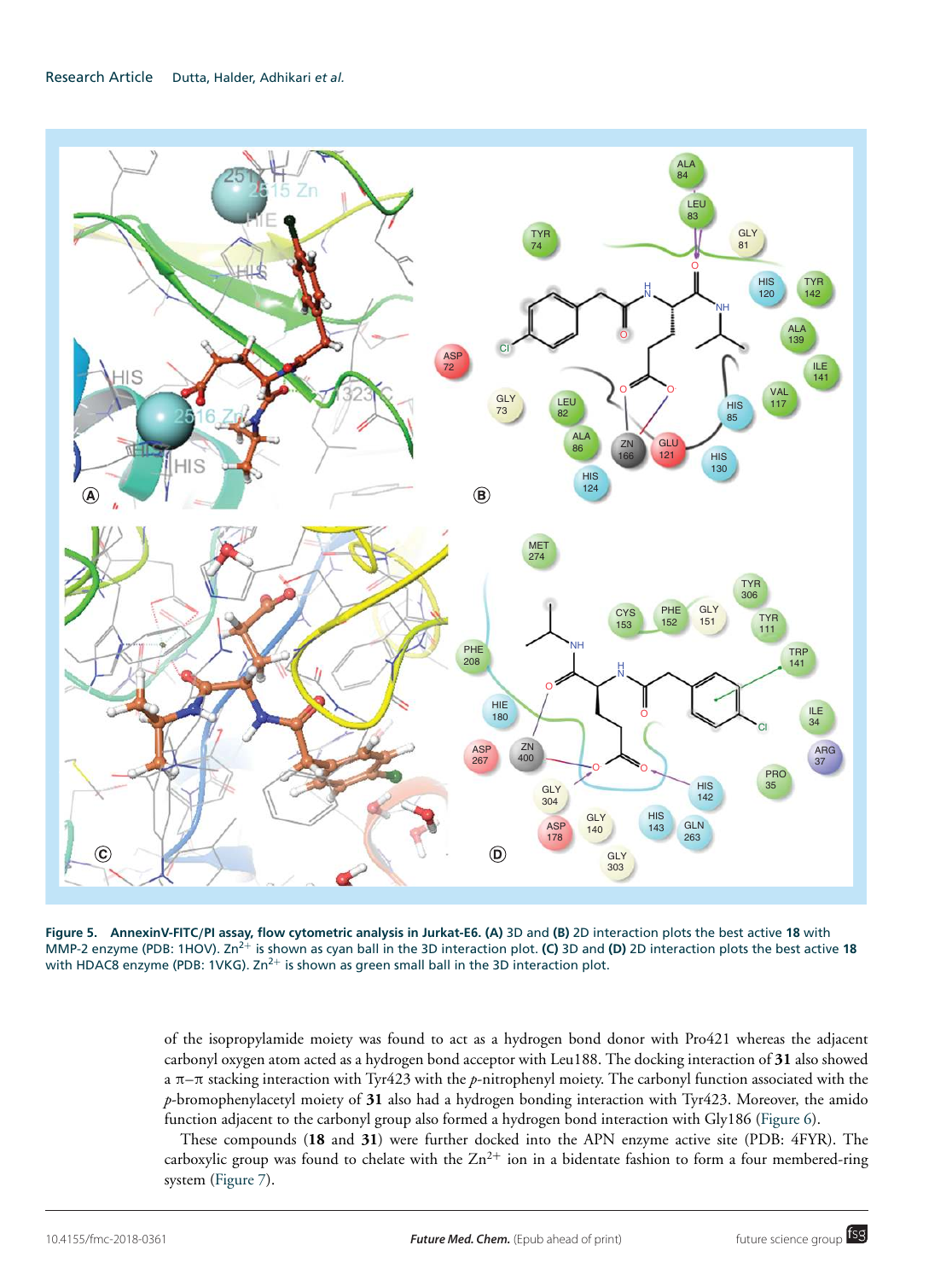**Figure 5. AnnexinV-FITC/PI assay, flow cytometric analysis in Jurkat-E6. (A)** 3D and **(B)** 2D interaction plots the best active **18** with MMP-2 enzyme (PDB: 1HOV). $Zn^{2+}$ is shown as cyan ball in the 3D interaction plot. **(C)** 3D and **(D)** 2D interaction plots the best active **18** with HDAC8 enzyme (PDB: 1VKG). $Zn^{2+}$ is shown as green small ball in the 3D interaction plot.

of the isopropylamide moiety was found to act as a hydrogen bond donor with Pro421 whereas the adjacent carbonyl oxygen atom acted as a hydrogen bond acceptor with Leu188. The docking interaction of **31** also showed a π–π stacking interaction with Tyr423 with the *p*-nitrophenyl moiety. The carbonyl function associated with the *p*-bromophenylacetyl moiety of **31** also had a hydrogen bonding interaction with Tyr423. Moreover, the amido function adjacent to the carbonyl group also formed a hydrogen bond interaction with Gly186 (Figure 6).

These compounds (**18** and **31**) were further docked into the APN enzyme active site (PDB: 4FYR). The carboxylic group was found to chelate with the $Zn^{2+}$ ion in a bidentate fashion to form a four membered-ring system (Figure 7).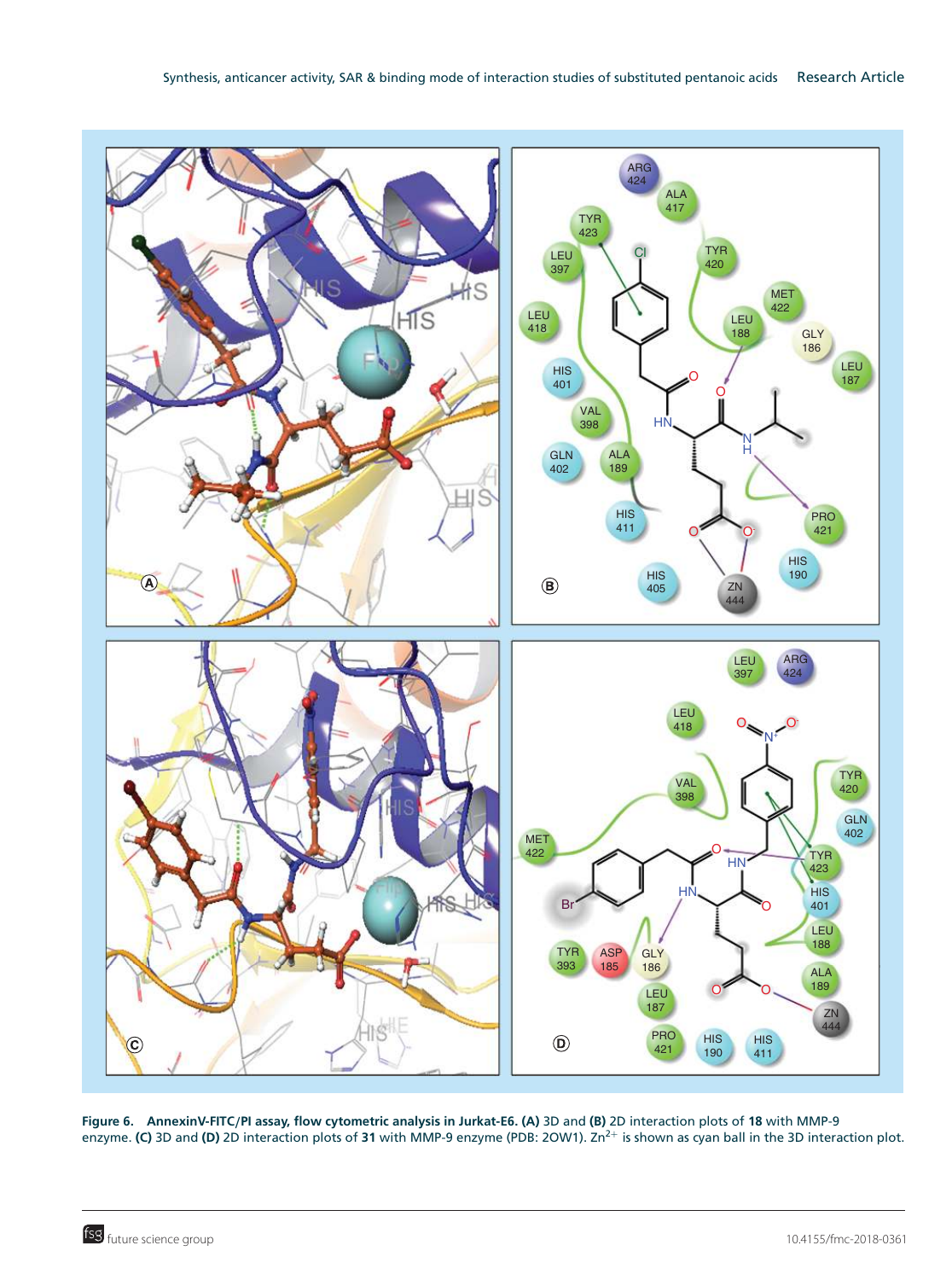**Figure 6. AnnexinV-FITC/PI assay, flow cytometric analysis in Jurkat-E6. (A)** 3D and **(B)** 2D interaction plots of **18** with MMP-9 enzyme. **(C)** 3D and **(D)** 2D interaction plots of **31** with MMP-9 enzyme (PDB: 2OW1). $Zn^{2+}$ is shown as cyan ball in the 3D interaction plot.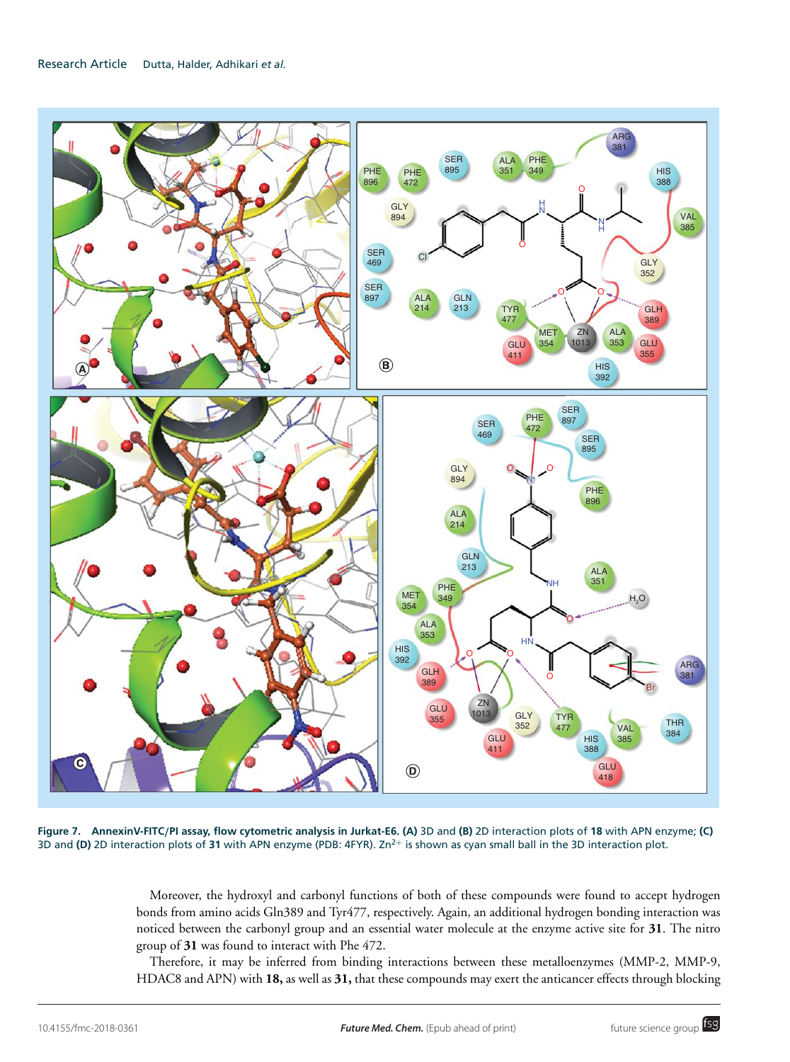**Figure 7. AnnexinV-FITC/PI assay, flow cytometric analysis in Jurkat-E6. (A)** 3D and **(B)** 2D interaction plots of **18** with APN enzyme; **(C)** 3D and **(D)** 2D interaction plots of **31** with APN enzyme (PDB: 4FYR). $Zn^{2+}$ is shown as cyan small ball in the 3D interaction plot.

Moreover, the hydroxyl and carbonyl functions of both of these compounds were found to accept hydrogen bonds from amino acids Gln389 and Tyr477, respectively. Again, an additional hydrogen bonding interaction was noticed between the carbonyl group and an essential water molecule at the enzyme active site for **31**. The nitro group of **31** was found to interact with Phe 472.

Therefore, it may be inferred from binding interactions between these metalloenzymes (MMP-2, MMP-9, HDAC8 and APN) with **18,** as well as **31,** that these compounds may exert the anticancer effects through blocking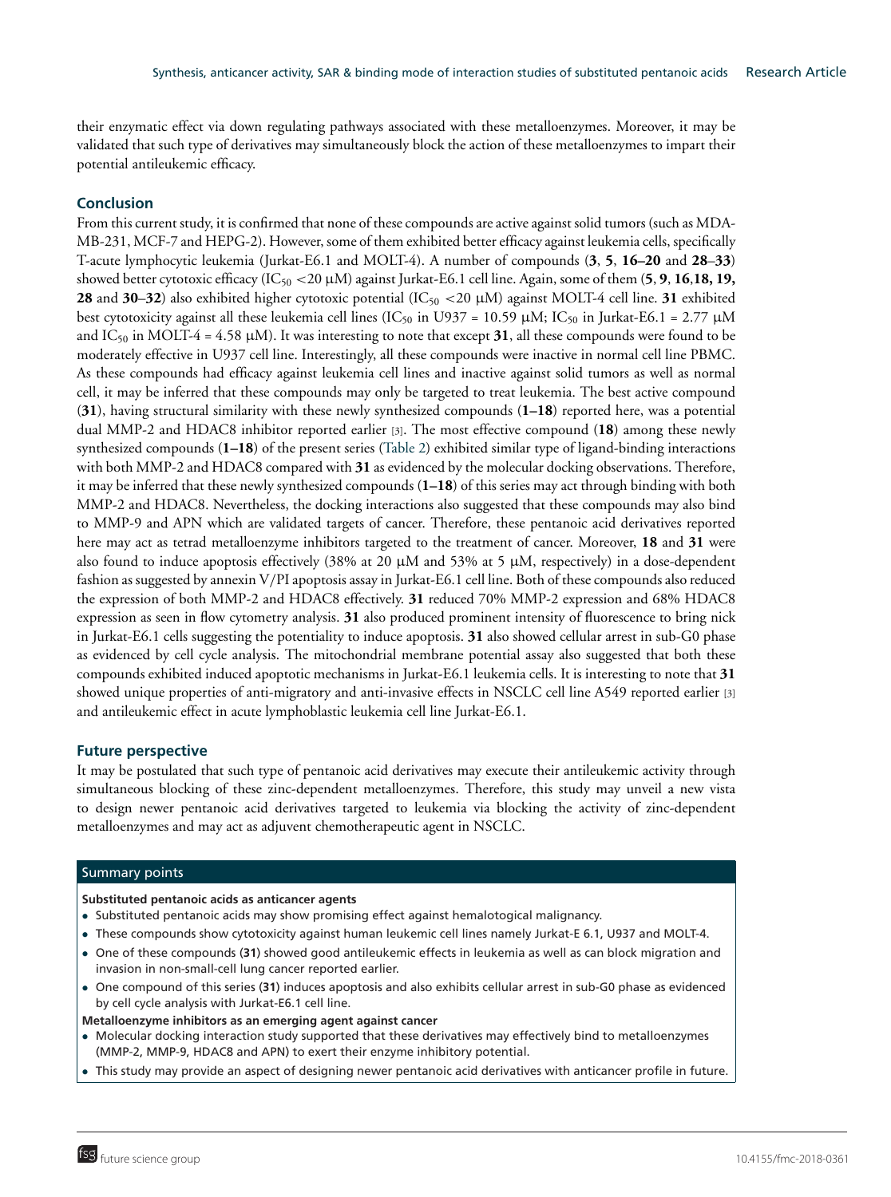their enzymatic effect via down regulating pathways associated with these metalloenzymes. Moreover, it may be validated that such type of derivatives may simultaneously block the action of these metalloenzymes to impart their potential antileukemic efficacy.

## Conclusion

From this current study, it is confirmed that none of these compounds are active against solid tumors (such as MDA-MB-231, MCF-7 and HEPG-2). However, some of them exhibited better efficacy against leukemia cells, specifically T-acute lymphocytic leukemia (Jurkat-E6.1 and MOLT-4). A number of compounds (**3**, **5**, **16–20** and **28**–**33**) showed better cytotoxic efficacy ($IC_{50}$ <20 μM) against Jurkat-E6.1 cell line. Again, some of them (**5**, **9**, **16**,**18, 19, 28** and **30**–**32**) also exhibited higher cytotoxic potential ($IC_{50}$ <20 μM) against MOLT-4 cell line. **31** exhibited best cytotoxicity against all these leukemia cell lines ($IC_{50}$ in U937 = 10.59 μM; $IC_{50}$ in Jurkat-E6.1 = 2.77 μM and $IC_{50}$ in MOLT-4 = 4.58 μM). It was interesting to note that except **31**, all these compounds were found to be moderately effective in U937 cell line. Interestingly, all these compounds were inactive in normal cell line PBMC. As these compounds had efficacy against leukemia cell lines and inactive against solid tumors as well as normal cell, it may be inferred that these compounds may only be targeted to treat leukemia. The best active compound (**31**), having structural similarity with these newly synthesized compounds (**1–18**) reported here, was a potential dual MMP-2 and HDAC8 inhibitor reported earlier [3]. The most effective compound (**18**) among these newly synthesized compounds (**1–18**) of the present series (Table 2) exhibited similar type of ligand-binding interactions with both MMP-2 and HDAC8 compared with **31** as evidenced by the molecular docking observations. Therefore, it may be inferred that these newly synthesized compounds (**1–18**) of this series may act through binding with both MMP-2 and HDAC8. Nevertheless, the docking interactions also suggested that these compounds may also bind to MMP-9 and APN which are validated targets of cancer. Therefore, these pentanoic acid derivatives reported here may act as tetrad metalloenzyme inhibitors targeted to the treatment of cancer. Moreover, **18** and **31** were also found to induce apoptosis effectively (38% at 20 μM and 53% at 5 μM, respectively) in a dose-dependent fashion as suggested by annexin V/PI apoptosis assay in Jurkat-E6.1 cell line. Both of these compounds also reduced the expression of both MMP-2 and HDAC8 effectively. **31** reduced 70% MMP-2 expression and 68% HDAC8 expression as seen in flow cytometry analysis. **31** also produced prominent intensity of fluorescence to bring nick in Jurkat-E6.1 cells suggesting the potentiality to induce apoptosis. **31** also showed cellular arrest in sub-G0 phase as evidenced by cell cycle analysis. The mitochondrial membrane potential assay also suggested that both these compounds exhibited induced apoptotic mechanisms in Jurkat-E6.1 leukemia cells. It is interesting to note that **31** showed unique properties of anti-migratory and anti-invasive effects in NSCLC cell line A549 reported earlier [3] and antileukemic effect in acute lymphoblastic leukemia cell line Jurkat-E6.1.

## Future perspective

It may be postulated that such type of pentanoic acid derivatives may execute their antileukemic activity through simultaneous blocking of these zinc-dependent metalloenzymes. Therefore, this study may unveil a new vista to design newer pentanoic acid derivatives targeted to leukemia via blocking the activity of zinc-dependent metalloenzymes and may act as adjuvent chemotherapeutic agent in NSCLC.

## Summary points

**Substituted pentanoic acids as anticancer agents**

- Substituted pentanoic acids may show promising effect against hematological malignancy.
- These compounds show cytotoxicity against human leukemic cell lines namely Jurkat-E 6.1, U937 and MOLT-4.
- One of these compounds (**31**) showed good antileukemic effects in leukemia as well as can block migration and invasion in non-small-cell lung cancer reported earlier.
- One compound of this series (**31**) induces apoptosis and also exhibits cellular arrest in sub-G0 phase as evidenced by cell cycle analysis with Jurkat-E6.1 cell line.

**Metalloenzyme inhibitors as an emerging agent against cancer**

- Molecular docking interaction study supported that these derivatives may effectively bind to metalloenzymes (MMP-2, MMP-9, HDAC8 and APN) to exert their enzyme inhibitory potential.
- This study may provide an aspect of designing newer pentanoic acid derivatives with anticancer profile in future.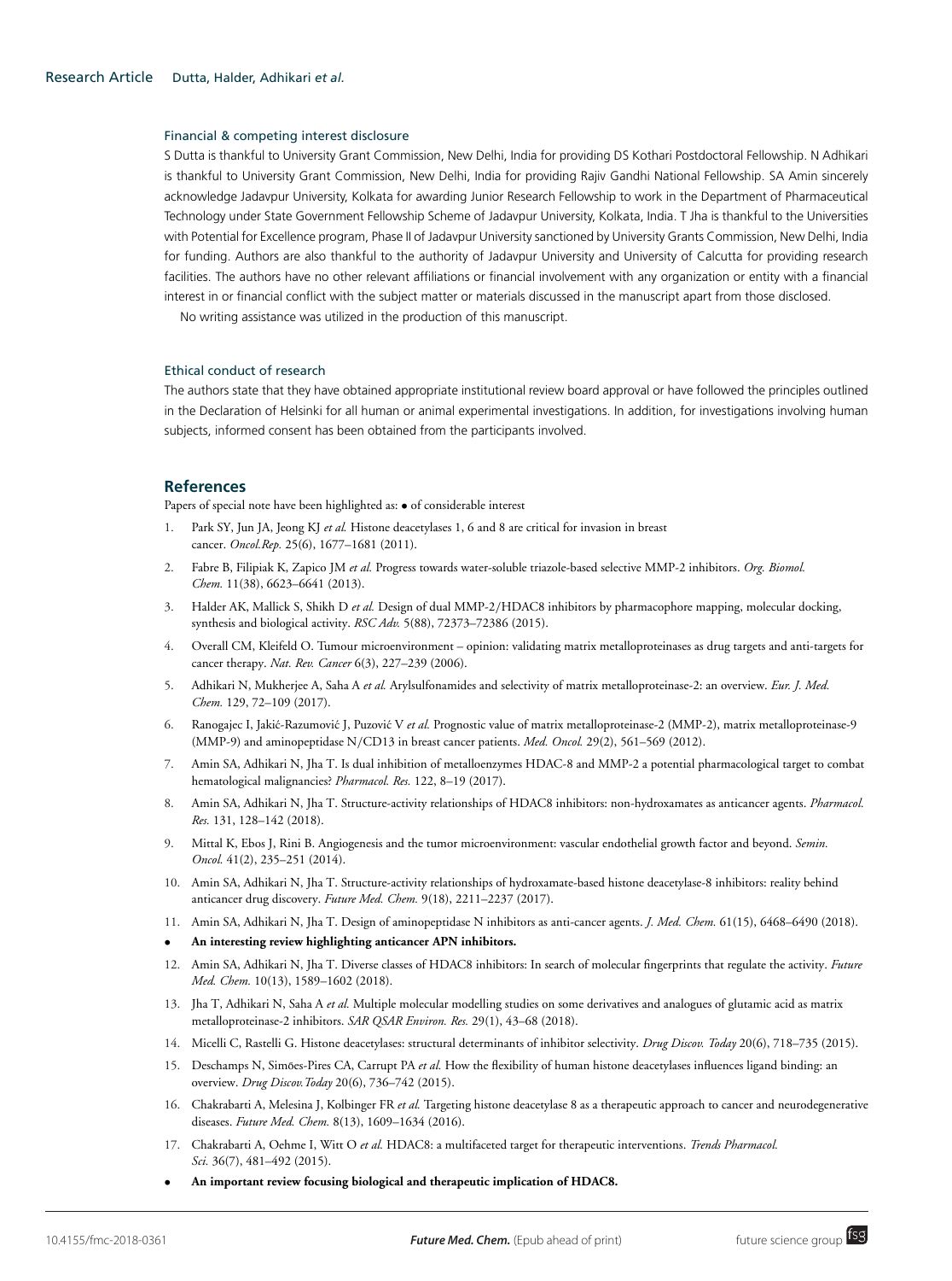### Financial & competing interest disclosure

S Dutta is thankful to University Grant Commission, New Delhi, India for providing DS Kothari Postdoctoral Fellowship. N Adhikari is thankful to University Grant Commission, New Delhi, India for providing Rajiv Gandhi National Fellowship. SA Amin sincerely acknowledge Jadavpur University, Kolkata for awarding Junior Research Fellowship to work in the Department of Pharmaceutical Technology under State Government Fellowship Scheme of Jadavpur University, Kolkata, India. T Jha is thankful to the Universities with Potential for Excellence program, Phase II of Jadavpur University sanctioned by University Grants Commission, New Delhi, India for funding. Authors are also thankful to the authority of Jadavpur University and University of Calcutta for providing research facilities. The authors have no other relevant affiliations or financial involvement with any organization or entity with a financial interest in or financial conflict with the subject matter or materials discussed in the manuscript apart from those disclosed.

No writing assistance was utilized in the production of this manuscript.

### Ethical conduct of research

The authors state that they have obtained appropriate institutional review board approval or have followed the principles outlined in the Declaration of Helsinki for all human or animal experimental investigations. In addition, for investigations involving human subjects, informed consent has been obtained from the participants involved.

## References

Papers of special note have been highlighted as: • of considerable interest

1. Park SY, Jun JA, Jeong KJ *et al.* Histone deacetylases 1, 6 and 8 are critical for invasion in breast cancer. *Oncol.Rep.* 25(6), 1677–1681 (2011).
2. Fabre B, Filipiak K, Zapico JM *et al.* Progress towards water-soluble triazole-based selective MMP-2 inhibitors. *Org. Biomol. Chem.* 11(38), 6623–6641 (2013).
3. Halder AK, Mallick S, Shikh D *et al.* Design of dual MMP-2/HDAC8 inhibitors by pharmacophore mapping, molecular docking, synthesis and biological activity. *RSC Adv.* 5(88), 72373–72386 (2015).
4. Overall CM, Kleifeld O. Tumour microenvironment – opinion: validating matrix metalloproteinases as drug targets and anti-targets for cancer therapy. *Nat. Rev. Cancer* 6(3), 227–239 (2006).
5. Adhikari N, Mukherjee A, Saha A *et al.* Arylsulfonamides and selectivity of matrix metalloproteinase-2: an overview. *Eur. J. Med. Chem.* 129, 72–109 (2017).
6. Ranogajec I, Jakić-Razumović J, Puzović V *et al.* Prognostic value of matrix metalloproteinase-2 (MMP-2), matrix metalloproteinase-9 (MMP-9) and aminopeptidase N/CD13 in breast cancer patients. *Med. Oncol.* 29(2), 561–569 (2012).
7. Amin SA, Adhikari N, Jha T. Is dual inhibition of metalloenzymes HDAC-8 and MMP-2 a potential pharmacological target to combat hematological malignancies? *Pharmacol. Res.* 122, 8–19 (2017).
8. Amin SA, Adhikari N, Jha T. Structure-activity relationships of HDAC8 inhibitors: non-hydroxamates as anticancer agents. *Pharmacol. Res.* 131, 128–142 (2018).
9. Mittal K, Ebos J, Rini B. Angiogenesis and the tumor microenvironment: vascular endothelial growth factor and beyond. *Semin. Oncol.* 41(2), 235–251 (2014).
10. Amin SA, Adhikari N, Jha T. Structure-activity relationships of hydroxamate-based histone deacetylase-8 inhibitors: reality behind anticancer drug discovery. *Future Med. Chem.* 9(18), 2211–2237 (2017).
11. Amin SA, Adhikari N, Jha T. Design of aminopeptidase N inhibitors as anti-cancer agents. *J. Med. Chem.* 61(15), 6468–6490 (2018).
    - **An interesting review highlighting anticancer APN inhibitors.**
12. Amin SA, Adhikari N, Jha T. Diverse classes of HDAC8 inhibitors: In search of molecular fingerprints that regulate the activity. *Future Med. Chem.* 10(13), 1589–1602 (2018).
13. Jha T, Adhikari N, Saha A *et al.* Multiple molecular modelling studies on some derivatives and analogues of glutamic acid as matrix metalloproteinase-2 inhibitors. *SAR QSAR Environ. Res.* 29(1), 43–68 (2018).
14. Micelli C, Rastelli G. Histone deacetylases: structural determinants of inhibitor selectivity. *Drug Discov. Today* 20(6), 718–735 (2015).
15. Deschamps N, Simões-Pires CA, Carrupt PA *et al.* How the flexibility of human histone deacetylases influences ligand binding: an overview. *Drug Discov.Today* 20(6), 736–742 (2015).
16. Chakrabarti A, Melesina J, Kolbinger FR *et al.* Targeting histone deacetylase 8 as a therapeutic approach to cancer and neurodegenerative diseases. *Future Med. Chem.* 8(13), 1609–1634 (2016).
17. Chakrabarti A, Oehme I, Witt O *et al.* HDAC8: a multifaceted target for therapeutic interventions. *Trends Pharmacol. Sci.* 36(7), 481–492 (2015).
    - **An important review focusing biological and therapeutic implication of HDAC8.**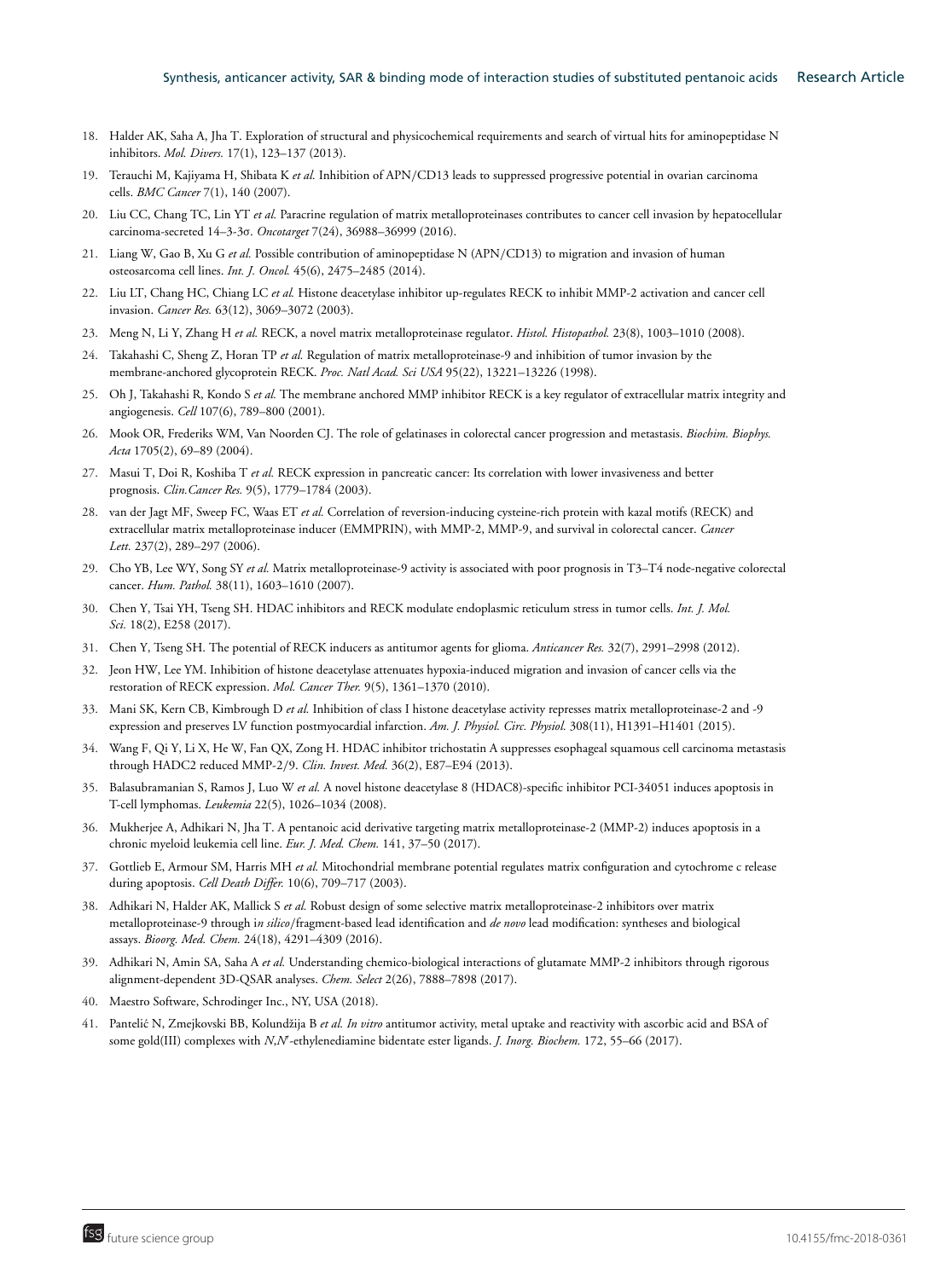18. Halder AK, Saha A, Jha T. Exploration of structural and physicochemical requirements and search of virtual hits for aminopeptidase N inhibitors. *Mol. Divers.* 17(1), 123–137 (2013).
19. Terauchi M, Kajiyama H, Shibata K *et al.* Inhibition of APN/CD13 leads to suppressed progressive potential in ovarian carcinoma cells. *BMC Cancer* 7(1), 140 (2007).
20. Liu CC, Chang TC, Lin YT *et al.* Paracrine regulation of matrix metalloproteinases contributes to cancer cell invasion by hepatocellular carcinoma-secreted 14–3-3σ. *Oncotarget* 7(24), 36988–36999 (2016).
21. Liang W, Gao B, Xu G *et al.* Possible contribution of aminopeptidase N (APN/CD13) to migration and invasion of human osteosarcoma cell lines. *Int. J. Oncol.* 45(6), 2475–2485 (2014).
22. Liu LT, Chang HC, Chiang LC *et al.* Histone deacetylase inhibitor up-regulates RECK to inhibit MMP-2 activation and cancer cell invasion. *Cancer Res.* 63(12), 3069–3072 (2003).
23. Meng N, Li Y, Zhang H *et al.* RECK, a novel matrix metalloproteinase regulator. *Histol. Histopathol.* 23(8), 1003–1010 (2008).
24. Takahashi C, Sheng Z, Horan TP *et al.* Regulation of matrix metalloproteinase-9 and inhibition of tumor invasion by the membrane-anchored glycoprotein RECK. *Proc. Natl Acad. Sci USA* 95(22), 13221–13226 (1998).
25. Oh J, Takahashi R, Kondo S *et al.* The membrane anchored MMP inhibitor RECK is a key regulator of extracellular matrix integrity and angiogenesis. *Cell* 107(6), 789–800 (2001).
26. Mook OR, Frederiks WM, Van Noorden CJ. The role of gelatinases in colorectal cancer progression and metastasis. *Biochim. Biophys. Acta* 1705(2), 69–89 (2004).
27. Masui T, Doi R, Koshiba T *et al.* RECK expression in pancreatic cancer: Its correlation with lower invasiveness and better prognosis. *Clin.Cancer Res.* 9(5), 1779–1784 (2003).
28. van der Jagt MF, Sweep FC, Waas ET *et al.* Correlation of reversion-inducing cysteine-rich protein with kazal motifs (RECK) and extracellular matrix metalloproteinase inducer (EMMPRIN), with MMP-2, MMP-9, and survival in colorectal cancer. *Cancer Lett.* 237(2), 289–297 (2006).
29. Cho YB, Lee WY, Song SY *et al.* Matrix metalloproteinase-9 activity is associated with poor prognosis in T3–T4 node-negative colorectal cancer. *Hum. Pathol.* 38(11), 1603–1610 (2007).
30. Chen Y, Tsai YH, Tseng SH. HDAC inhibitors and RECK modulate endoplasmic reticulum stress in tumor cells. *Int. J. Mol. Sci.* 18(2), E258 (2017).
31. Chen Y, Tseng SH. The potential of RECK inducers as antitumor agents for glioma. *Anticancer Res.* 32(7), 2991–2998 (2012).
32. Jeon HW, Lee YM. Inhibition of histone deacetylase attenuates hypoxia-induced migration and invasion of cancer cells via the restoration of RECK expression. *Mol. Cancer Ther.* 9(5), 1361–1370 (2010).
33. Mani SK, Kern CB, Kimbrough D *et al.* Inhibition of class I histone deacetylase activity represses matrix metalloproteinase-2 and -9 expression and preserves LV function postmyocardial infarction. *Am. J. Physiol. Circ. Physiol.* 308(11), H1391–H1401 (2015).
34. Wang F, Qi Y, Li X, He W, Fan QX, Zong H. HDAC inhibitor trichostatin A suppresses esophageal squamous cell carcinoma metastasis through HADC2 reduced MMP-2/9. *Clin. Invest. Med.* 36(2), E87–E94 (2013).
35. Balasubramanian S, Ramos J, Luo W *et al.* A novel histone deacetylase 8 (HDAC8)-specific inhibitor PCI-34051 induces apoptosis in T-cell lymphomas. *Leukemia* 22(5), 1026–1034 (2008).
36. Mukherjee A, Adhikari N, Jha T. A pentanoic acid derivative targeting matrix metalloproteinase-2 (MMP-2) induces apoptosis in a chronic myeloid leukemia cell line. *Eur. J. Med. Chem.* 141, 37–50 (2017).
37. Gottlieb E, Armour SM, Harris MH *et al.* Mitochondrial membrane potential regulates matrix configuration and cytochrome c release during apoptosis. *Cell Death Differ.* 10(6), 709–717 (2003).
38. Adhikari N, Halder AK, Mallick S *et al.* Robust design of some selective matrix metalloproteinase-2 inhibitors over matrix metalloproteinase-9 through i*n silico*/fragment-based lead identification and *de novo* lead modification: syntheses and biological assays. *Bioorg. Med. Chem.* 24(18), 4291–4309 (2016).
39. Adhikari N, Amin SA, Saha A *et al.* Understanding chemico-biological interactions of glutamate MMP-2 inhibitors through rigorous alignment-dependent 3D-QSAR analyses. *Chem. Select* 2(26), 7888–7898 (2017).
40. Maestro Software, Schrodinger Inc., NY, USA (2018).
41. Pantelić N, Zmejkovski BB, Kolundžija B *et al.* *In vitro* antitumor activity, metal uptake and reactivity with ascorbic acid and BSA of some gold(III) complexes with *N*,*N*′-ethylenediamine bidentate ester ligands. *J. Inorg. Biochem.* 172, 55–66 (2017).